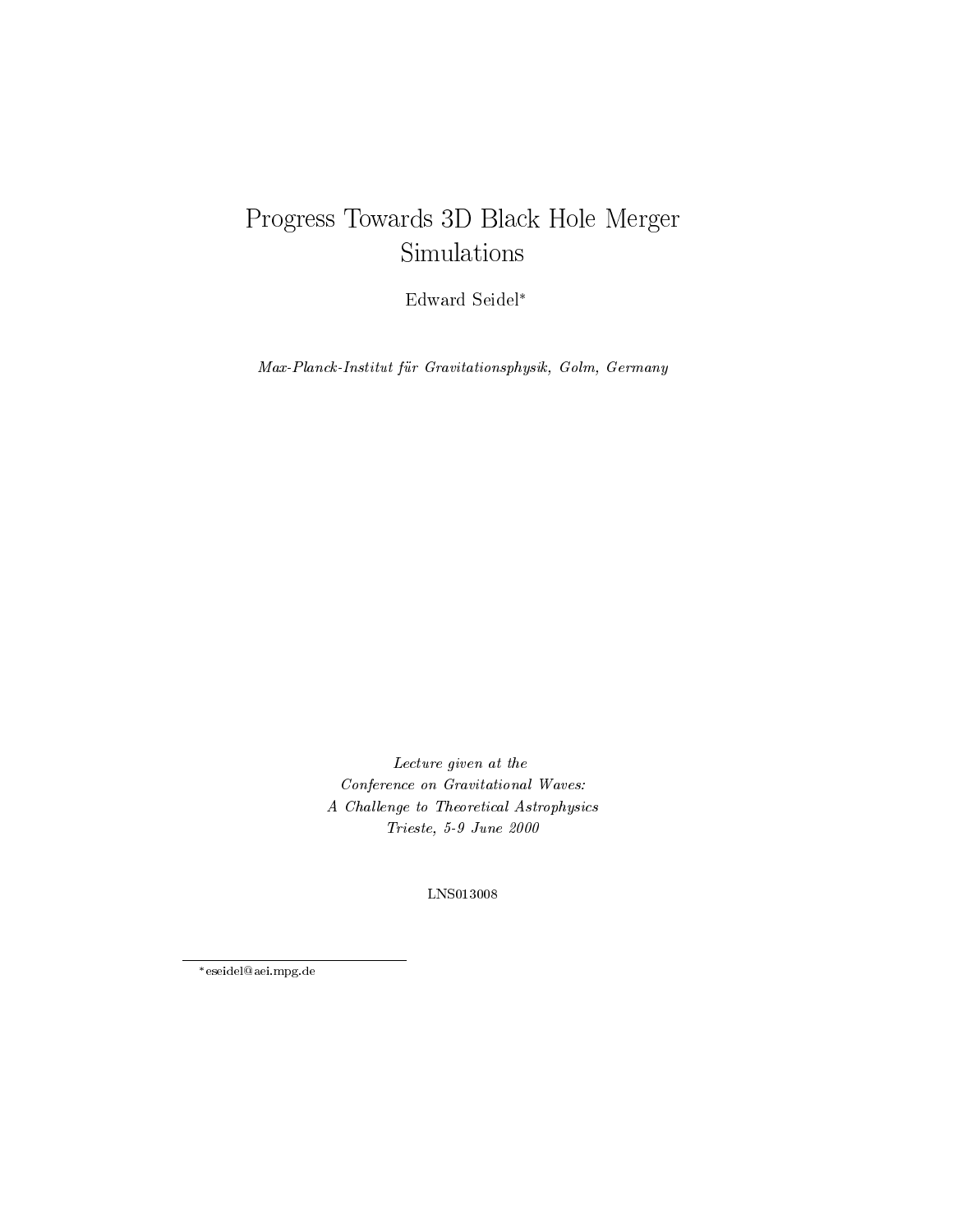# Progress Towards 3D Black Hole Merger Simulations

Edward Seidel*

*Max-Planck-Institut für Gravitationsphysik, Golm, Germany*

*Lecture given at the*
*Conference on Gravitational Waves:*
*A Challenge to Theoretical Astrophysics*
*Trieste, 5-9 June 2000*

LNS013008

---

*eseidel@aei.mpg.de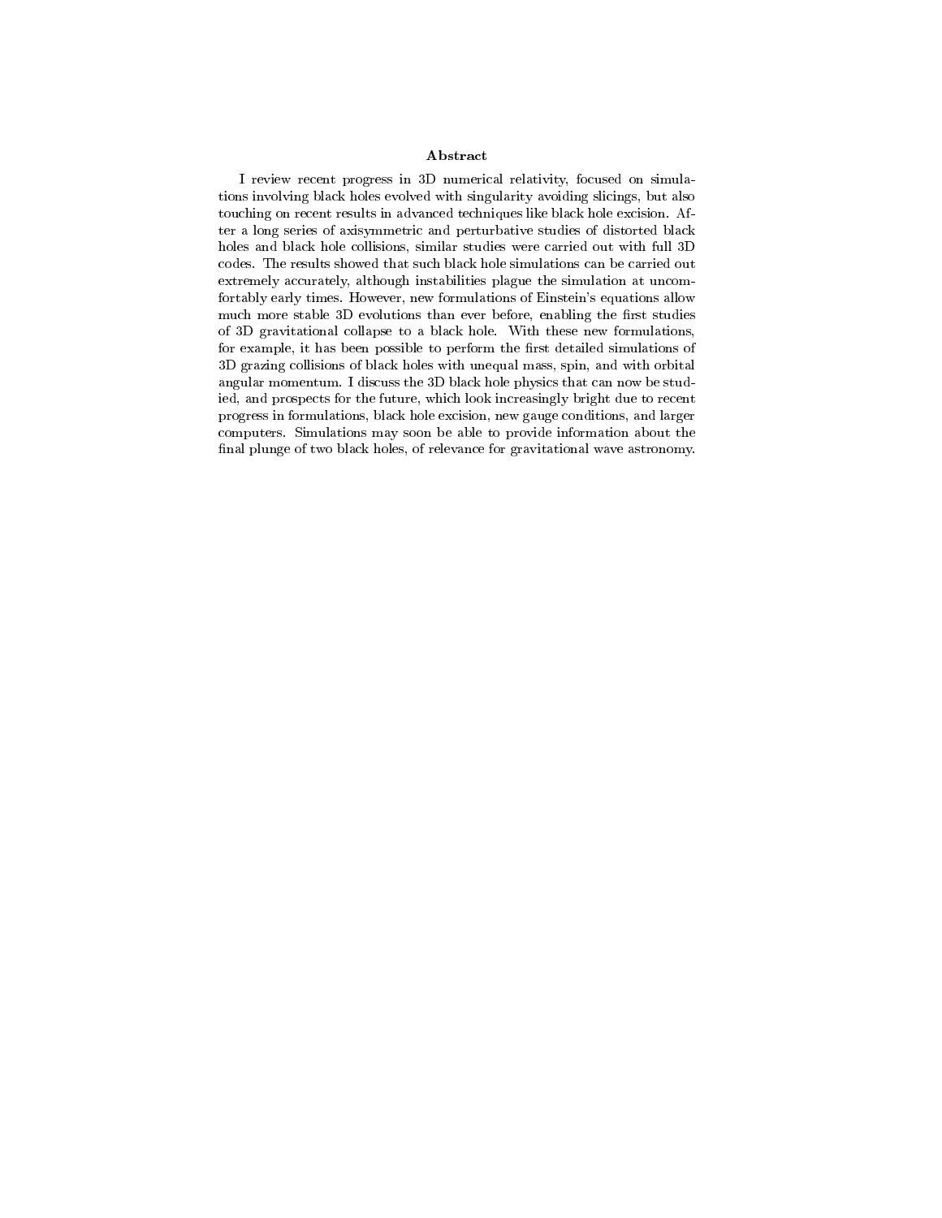## Abstract

I review recent progress in 3D numerical relativity, focused on simulations involving black holes evolved with singularity avoiding slicings, but also touching on recent results in advanced techniques like black hole excision. After a long series of axisymmetric and perturbative studies of distorted black holes and black hole collisions, similar studies were carried out with full 3D codes. The results showed that such black hole simulations can be carried out extremely accurately, although instabilities plague the simulation at uncomfortably early times. However, new formulations of Einstein's equations allow much more stable 3D evolutions than ever before, enabling the first studies of 3D gravitational collapse to a black hole. With these new formulations, for example, it has been possible to perform the first detailed simulations of 3D grazing collisions of black holes with unequal mass, spin, and with orbital angular momentum. I discuss the 3D black hole physics that can now be studied, and prospects for the future, which look increasingly bright due to recent progress in formulations, black hole excision, new gauge conditions, and larger computers. Simulations may soon be able to provide information about the final plunge of two black holes, of relevance for gravitational wave astronomy.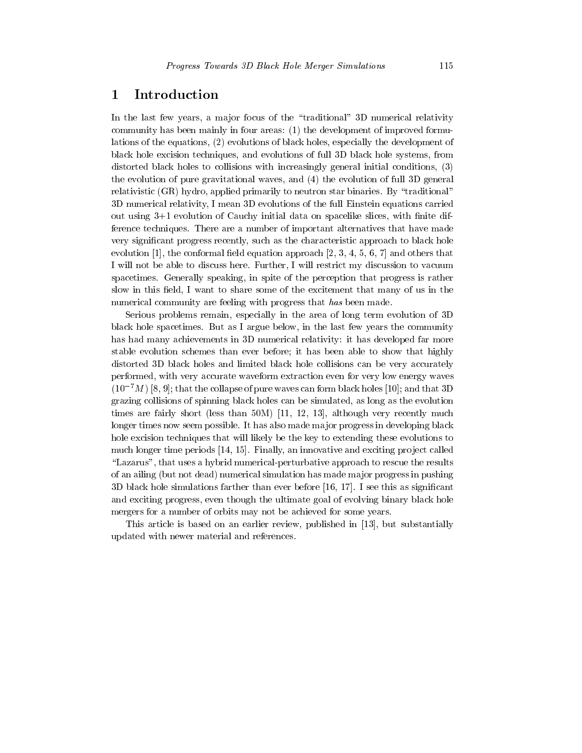# 1 Introduction

In the last few years, a major focus of the "traditional" 3D numerical relativity community has been mainly in four areas: (1) the development of improved formulations of the equations, (2) evolutions of black holes, especially the development of black hole excision techniques, and evolutions of full 3D black hole systems, from distorted black holes to collisions with increasingly general initial conditions, (3) the evolution of pure gravitational waves, and (4) the evolution of full 3D general relativistic (GR) hydro, applied primarily to neutron star binaries. By "traditional" 3D numerical relativity, I mean 3D evolutions of the full Einstein equations carried out using 3+1 evolution of Cauchy initial data on spacelike slices, with finite difference techniques. There are a number of important alternatives that have made very significant progress recently, such as the characteristic approach to black hole evolution [1], the conformal field equation approach [2, 3, 4, 5, 6, 7] and others that I will not be able to discuss here. Further, I will restrict my discussion to vacuum spacetimes. Generally speaking, in spite of the perception that progress is rather slow in this field, I want to share some of the excitement that many of us in the numerical community are feeling with progress that *has* been made.

Serious problems remain, especially in the area of long term evolution of 3D black hole spacetimes. But as I argue below, in the last few years the community has had many achievements in 3D numerical relativity: it has developed far more stable evolution schemes than ever before; it has been able to show that highly distorted 3D black holes and limited black hole collisions can be very accurately performed, with very accurate waveform extraction even for very low energy waves ($10^{-7}M$) [8, 9]; that the collapse of pure waves can form black holes [10]; and that 3D grazing collisions of spinning black holes can be simulated, as long as the evolution times are fairly short (less than 50M) [11, 12, 13], although very recently much longer times now seem possible. It has also made major progress in developing black hole excision techniques that will likely be the key to extending these evolutions to much longer time periods [14, 15]. Finally, an innovative and exciting project called "Lazarus", that uses a hybrid numerical-perturbative approach to rescue the results of an ailing (but not dead) numerical simulation has made major progress in pushing 3D black hole simulations farther than ever before [16, 17]. I see this as significant and exciting progress, even though the ultimate goal of evolving binary black hole mergers for a number of orbits may not be achieved for some years.

This article is based on an earlier review, published in [13], but substantially updated with newer material and references.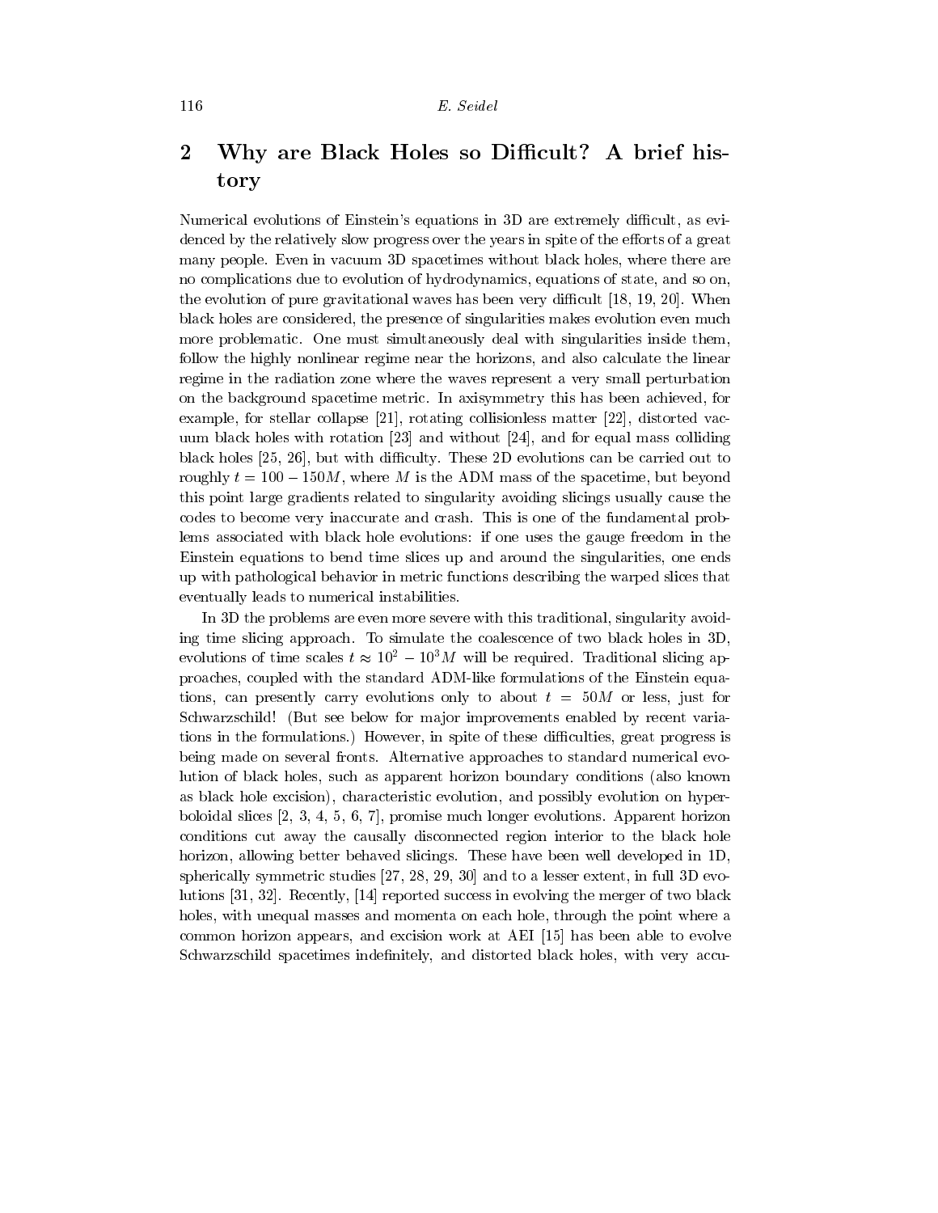## 2 Why are Black Holes so Difficult? A brief history

Numerical evolutions of Einstein's equations in 3D are extremely difficult, as evidenced by the relatively slow progress over the years in spite of the efforts of a great many people. Even in vacuum 3D spacetimes without black holes, where there are no complications due to evolution of hydrodynamics, equations of state, and so on, the evolution of pure gravitational waves has been very difficult [18, 19, 20]. When black holes are considered, the presence of singularities makes evolution even much more problematic. One must simultaneously deal with singularities inside them, follow the highly nonlinear regime near the horizons, and also calculate the linear regime in the radiation zone where the waves represent a very small perturbation on the background spacetime metric. In axisymmetry this has been achieved, for example, for stellar collapse [21], rotating collisionless matter [22], distorted vacuum black holes with rotation [23] and without [24], and for equal mass colliding black holes [25, 26], but with difficulty. These 2D evolutions can be carried out to roughly $t = 100 - 150M$, where $M$ is the ADM mass of the spacetime, but beyond this point large gradients related to singularity avoiding slicings usually cause the codes to become very inaccurate and crash. This is one of the fundamental problems associated with black hole evolutions: if one uses the gauge freedom in the Einstein equations to bend time slices up and around the singularities, one ends up with pathological behavior in metric functions describing the warped slices that eventually leads to numerical instabilities.

In 3D the problems are even more severe with this traditional, singularity avoiding time slicing approach. To simulate the coalescence of two black holes in 3D, evolutions of time scales $t \approx 10^2 - 10^3 M$ will be required. Traditional slicing approaches, coupled with the standard ADM-like formulations of the Einstein equations, can presently carry evolutions only to about $t = 50M$ or less, just for Schwarzschild! (But see below for major improvements enabled by recent variations in the formulations.) However, in spite of these difficulties, great progress is being made on several fronts. Alternative approaches to standard numerical evolution of black holes, such as apparent horizon boundary conditions (also known as black hole excision), characteristic evolution, and possibly evolution on hyperboloidal slices [2, 3, 4, 5, 6, 7], promise much longer evolutions. Apparent horizon conditions cut away the causally disconnected region interior to the black hole horizon, allowing better behaved slicings. These have been well developed in 1D, spherically symmetric studies [27, 28, 29, 30] and to a lesser extent, in full 3D evolutions [31, 32]. Recently, [14] reported success in evolving the merger of two black holes, with unequal masses and momenta on each hole, through the point where a common horizon appears, and excision work at AEI [15] has been able to evolve Schwarzschild spacetimes indefinitely, and distorted black holes, with very accu-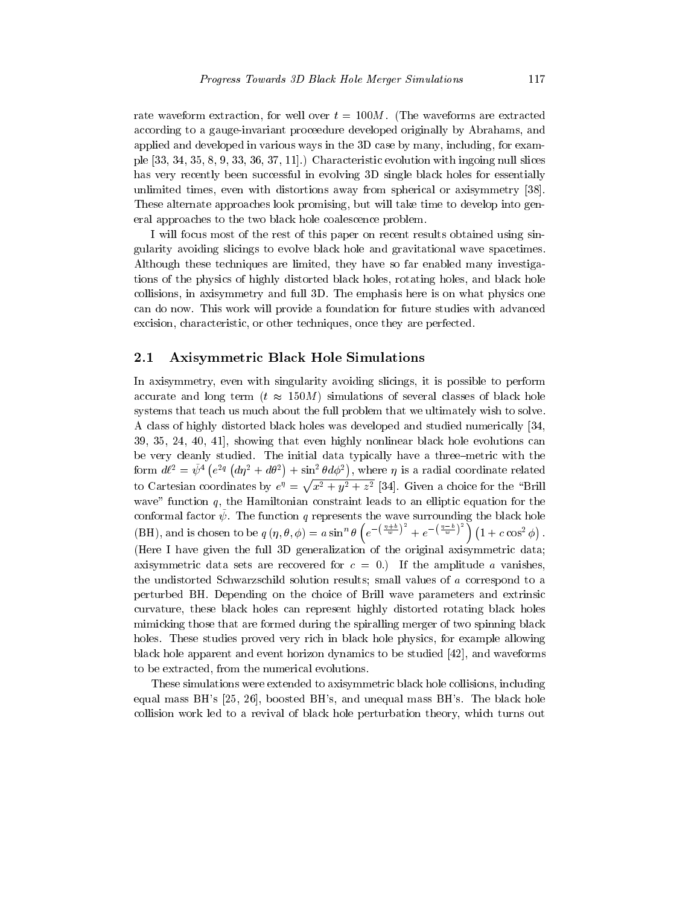rate waveform extraction, for well over $t = 100M$. (The waveforms are extracted according to a gauge-invariant proceedure developed originally by Abrahams, and applied and developed in various ways in the 3D case by many, including, for example [33, 34, 35, 8, 9, 33, 36, 37, 11].) Characteristic evolution with ingoing null slices has very recently been successful in evolving 3D single black holes for essentially unlimited times, even with distortions away from spherical or axisymmetry [38]. These alternate approaches look promising, but will take time to develop into general approaches to the two black hole coalescence problem.

I will focus most of the rest of this paper on recent results obtained using singularity avoiding slicings to evolve black hole and gravitational wave spacetimes. Although these techniques are limited, they have so far enabled many investigations of the physics of highly distorted black holes, rotating holes, and black hole collisions, in axisymmetry and full 3D. The emphasis here is on what physics one can do now. This work will provide a foundation for future studies with advanced excision, characteristic, or other techniques, once they are perfected.

## 2.1 Axisymmetric Black Hole Simulations

In axisymmetry, even with singularity avoiding slicings, it is possible to perform accurate and long term ($t \approx 150M$) simulations of several classes of black hole systems that teach us much about the full problem that we ultimately wish to solve. A class of highly distorted black holes was developed and studied numerically [34, 39, 35, 24, 40, 41], showing that even highly nonlinear black hole evolutions can be very cleanly studied. The initial data typically have a three–metric with the form $d\ell^2 = \tilde{\psi}^4 \left(e^{2q}\left(d\eta^2 + d\theta^2\right) + \sin^2\theta d\phi^2\right)$, where $\eta$ is a radial coordinate related to Cartesian coordinates by $e^\eta = \sqrt{x^2+y^2+z^2}$ [34]. Given a choice for the "Brill wave" function $q$, the Hamiltonian constraint leads to an elliptic equation for the conformal factor $\tilde{\psi}$. The function $q$ represents the wave surrounding the black hole (BH), and is chosen to be $q\left(\eta,\theta,\phi\right) = a\sin^n\theta\left(e^{-\left(\frac{\eta+b}{w}\right)^2} + e^{-\left(\frac{\eta-b}{w}\right)^2}\right)\left(1 + c\cos^2\phi\right).$ (Here I have given the full 3D generalization of the original axisymmetric data; axisymmetric data sets are recovered for $c = 0$.) If the amplitude $a$ vanishes, the undistorted Schwarzschild solution results; small values of $a$ correspond to a perturbed BH. Depending on the choice of Brill wave parameters and extrinsic curvature, these black holes can represent highly distorted rotating black holes mimicking those that are formed during the spiralling merger of two spinning black holes. These studies proved very rich in black hole physics, for example allowing black hole apparent and event horizon dynamics to be studied [42], and waveforms to be extracted, from the numerical evolutions.

These simulations were extended to axisymmetric black hole collisions, including equal mass BH's [25, 26], boosted BH's, and unequal mass BH's. The black hole collision work led to a revival of black hole perturbation theory, which turns out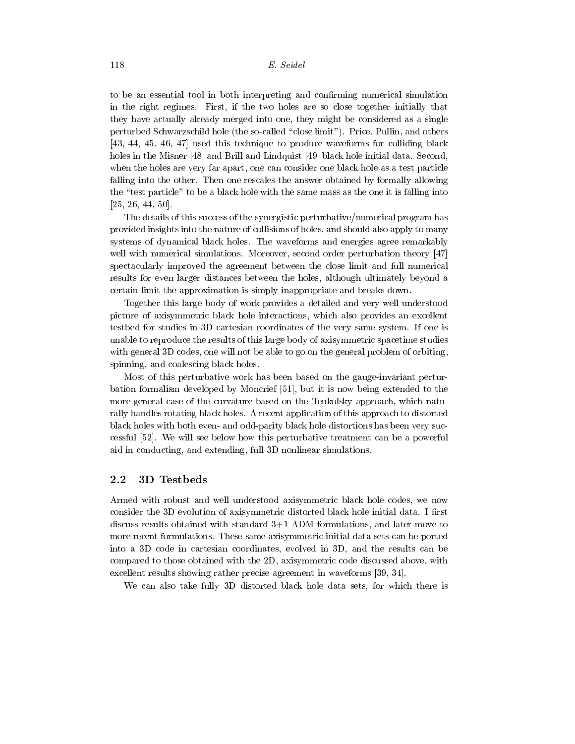to be an essential tool in both interpreting and confirming numerical simulation in the right regimes. First, if the two holes are so close together initially that they have actually already merged into one, they might be considered as a single perturbed Schwarzschild hole (the so-called "close limit"). Price, Pullin, and others [43, 44, 45, 46, 47] used this technique to produce waveforms for colliding black holes in the Misner [48] and Brill and Lindquist [49] black hole initial data. Second, when the holes are very far apart, one can consider one black hole as a test particle falling into the other. Then one rescales the answer obtained by formally allowing the "test particle" to be a black hole with the same mass as the one it is falling into [25, 26, 44, 50].

The details of this success of the synergistic perturbative/numerical program has provided insights into the nature of collisions of holes, and should also apply to many systems of dynamical black holes. The waveforms and energies agree remarkably well with numerical simulations. Moreover, second order perturbation theory [47] spectacularly improved the agreement between the close limit and full numerical results for even larger distances between the holes, although ultimately beyond a certain limit the approximation is simply inappropriate and breaks down.

Together this large body of work provides a detailed and very well understood picture of axisymmetric black hole interactions, which also provides an excellent testbed for studies in 3D cartesian coordinates of the very same system. If one is unable to reproduce the results of this large body of axisymmetric spacetime studies with general 3D codes, one will not be able to go on the general problem of orbiting, spinning, and coalescing black holes.

Most of this perturbative work has been based on the gauge-invariant perturbation formalism developed by Moncrief [51], but it is now being extended to the more general case of the curvature based on the Teukolsky approach, which naturally handles rotating black holes. A recent application of this approach to distorted black holes with both even- and odd-parity black hole distortions has been very successful [52]. We will see below how this perturbative treatment can be a powerful aid in conducting, and extending, full 3D nonlinear simulations.

## 2.2 3D Testbeds

Armed with robust and well understood axisymmetric black hole codes, we now consider the 3D evolution of axisymmetric distorted black hole initial data. I first discuss results obtained with standard 3+1 ADM formulations, and later move to more recent formulations. These same axisymmetric initial data sets can be ported into a 3D code in cartesian coordinates, evolved in 3D, and the results can be compared to those obtained with the 2D, axisymmetric code discussed above, with excellent results showing rather precise agreement in waveforms [39, 34].

We can also take fully 3D distorted black hole data sets, for which there is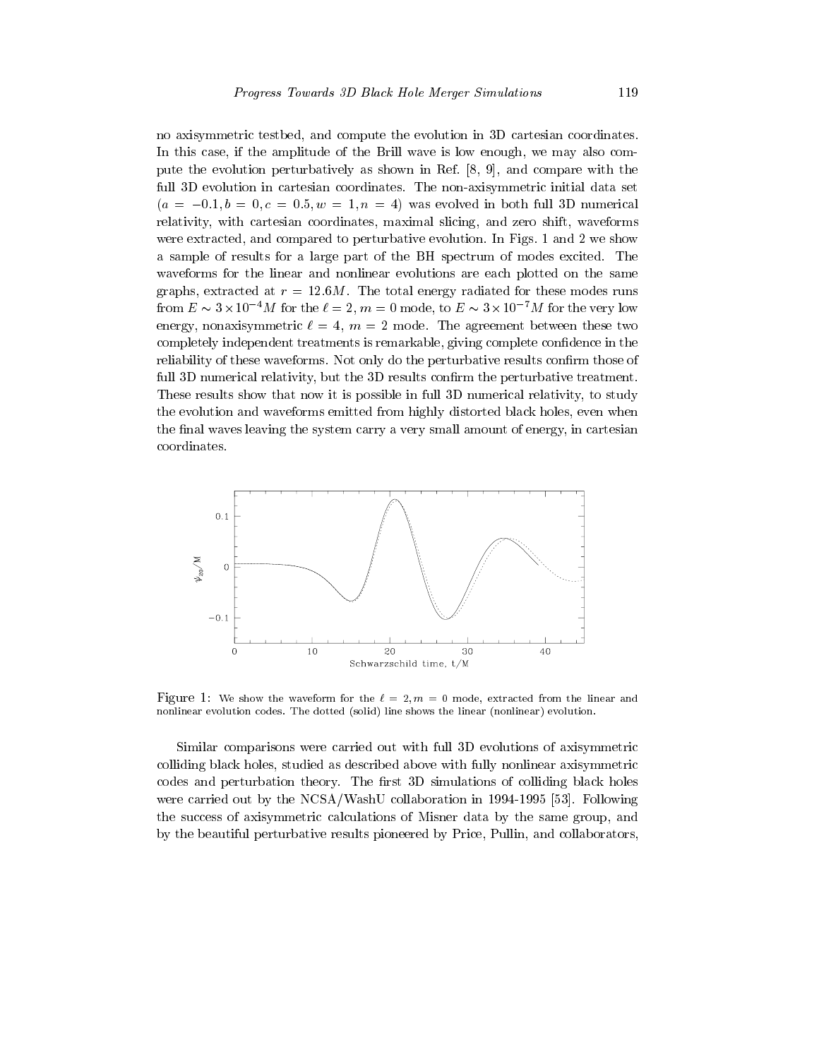no axisymmetric testbed, and compute the evolution in 3D cartesian coordinates. In this case, if the amplitude of the Brill wave is low enough, we may also compute the evolution perturbatively as shown in Ref. [8, 9], and compare with the full 3D evolution in cartesian coordinates. The non-axisymmetric initial data set ($a = -0.1, b = 0, c = 0.5, w = 1, n = 4$) was evolved in both full 3D numerical relativity, with cartesian coordinates, maximal slicing, and zero shift, waveforms were extracted, and compared to perturbative evolution. In Figs. 1 and 2 we show a sample of results for a large part of the BH spectrum of modes excited. The waveforms for the linear and nonlinear evolutions are each plotted on the same graphs, extracted at $r = 12.6M$. The total energy radiated for these modes runs from $E \sim 3 \times 10^{-4} M$ for the $\ell = 2, m = 0$ mode, to $E \sim 3 \times 10^{-7} M$ for the very low energy, nonaxisymmetric $\ell = 4$, $m = 2$ mode. The agreement between these two completely independent treatments is remarkable, giving complete confidence in the reliability of these waveforms. Not only do the perturbative results confirm those of full 3D numerical relativity, but the 3D results confirm the perturbative treatment. These results show that now it is possible in full 3D numerical relativity, to study the evolution and waveforms emitted from highly distorted black holes, even when the final waves leaving the system carry a very small amount of energy, in cartesian coordinates.

Figure 1: We show the waveform for the $\ell = 2, m = 0$ mode, extracted from the linear and nonlinear evolution codes. The dotted (solid) line shows the linear (nonlinear) evolution.

Similar comparisons were carried out with full 3D evolutions of axisymmetric colliding black holes, studied as described above with fully nonlinear axisymmetric codes and perturbation theory. The first 3D simulations of colliding black holes were carried out by the NCSA/WashU collaboration in 1994-1995 [53]. Following the success of axisymmetric calculations of Misner data by the same group, and by the beautiful perturbative results pioneered by Price, Pullin, and collaborators,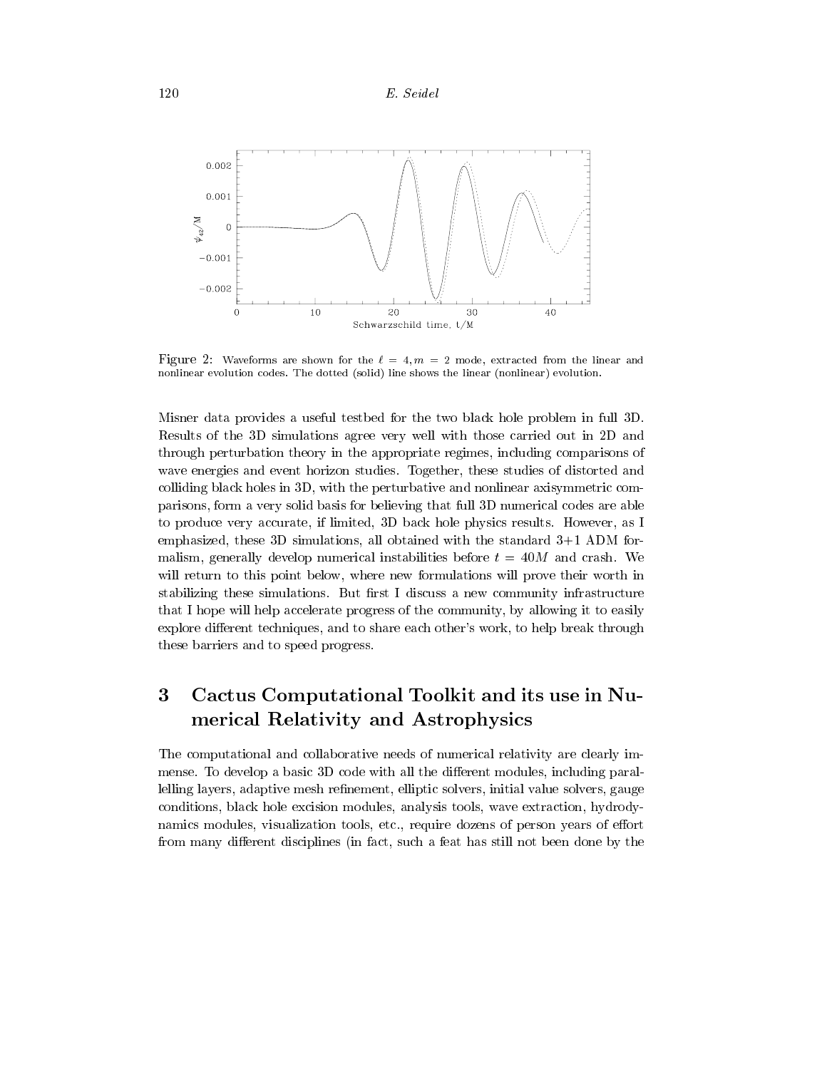Figure 2: Waveforms are shown for the $\ell = 4, m = 2$ mode, extracted from the linear and nonlinear evolution codes. The dotted (solid) line shows the linear (nonlinear) evolution.

Misner data provides a useful testbed for the two black hole problem in full 3D. Results of the 3D simulations agree very well with those carried out in 2D and through perturbation theory in the appropriate regimes, including comparisons of wave energies and event horizon studies. Together, these studies of distorted and colliding black holes in 3D, with the perturbative and nonlinear axisymmetric comparisons, form a very solid basis for believing that full 3D numerical codes are able to produce very accurate, if limited, 3D back hole physics results. However, as I emphasized, these 3D simulations, all obtained with the standard 3+1 ADM formalism, generally develop numerical instabilities before $t = 40M$ and crash. We will return to this point below, where new formulations will prove their worth in stabilizing these simulations. But first I discuss a new community infrastructure that I hope will help accelerate progress of the community, by allowing it to easily explore different techniques, and to share each other's work, to help break through these barriers and to speed progress.

## 3 Cactus Computational Toolkit and its use in Numerical Relativity and Astrophysics

The computational and collaborative needs of numerical relativity are clearly immense. To develop a basic 3D code with all the different modules, including parallelling layers, adaptive mesh refinement, elliptic solvers, initial value solvers, gauge conditions, black hole excision modules, analysis tools, wave extraction, hydrodynamics modules, visualization tools, etc., require dozens of person years of effort from many different disciplines (in fact, such a feat has still not been done by the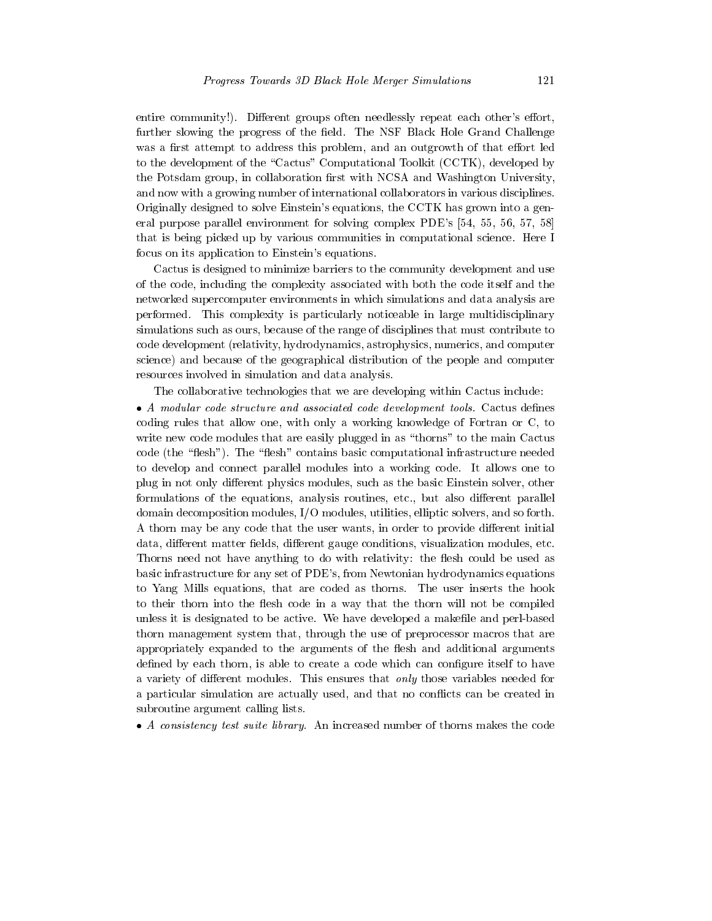entire community!). Different groups often needlessly repeat each other's effort, further slowing the progress of the field. The NSF Black Hole Grand Challenge was a first attempt to address this problem, and an outgrowth of that effort led to the development of the "Cactus" Computational Toolkit (CCTK), developed by the Potsdam group, in collaboration first with NCSA and Washington University, and now with a growing number of international collaborators in various disciplines. Originally designed to solve Einstein's equations, the CCTK has grown into a general purpose parallel environment for solving complex PDE's [54, 55, 56, 57, 58] that is being picked up by various communities in computational science. Here I focus on its application to Einstein's equations.

Cactus is designed to minimize barriers to the community development and use of the code, including the complexity associated with both the code itself and the networked supercomputer environments in which simulations and data analysis are performed. This complexity is particularly noticeable in large multidisciplinary simulations such as ours, because of the range of disciplines that must contribute to code development (relativity, hydrodynamics, astrophysics, numerics, and computer science) and because of the geographical distribution of the people and computer resources involved in simulation and data analysis.

The collaborative technologies that we are developing within Cactus include:

• *A modular code structure and associated code development tools.* Cactus defines coding rules that allow one, with only a working knowledge of Fortran or C, to write new code modules that are easily plugged in as "thorns" to the main Cactus code (the "flesh"). The "flesh" contains basic computational infrastructure needed to develop and connect parallel modules into a working code. It allows one to plug in not only different physics modules, such as the basic Einstein solver, other formulations of the equations, analysis routines, etc., but also different parallel domain decomposition modules, I/O modules, utilities, elliptic solvers, and so forth. A thorn may be any code that the user wants, in order to provide different initial data, different matter fields, different gauge conditions, visualization modules, etc. Thorns need not have anything to do with relativity: the flesh could be used as basic infrastructure for any set of PDE's, from Newtonian hydrodynamics equations to Yang Mills equations, that are coded as thorns. The user inserts the hook to their thorn into the flesh code in a way that the thorn will not be compiled unless it is designated to be active. We have developed a makefile and perl-based thorn management system that, through the use of preprocessor macros that are appropriately expanded to the arguments of the flesh and additional arguments defined by each thorn, is able to create a code which can configure itself to have a variety of different modules. This ensures that *only* those variables needed for a particular simulation are actually used, and that no conflicts can be created in subroutine argument calling lists.

• *A consistency test suite library.* An increased number of thorns makes the code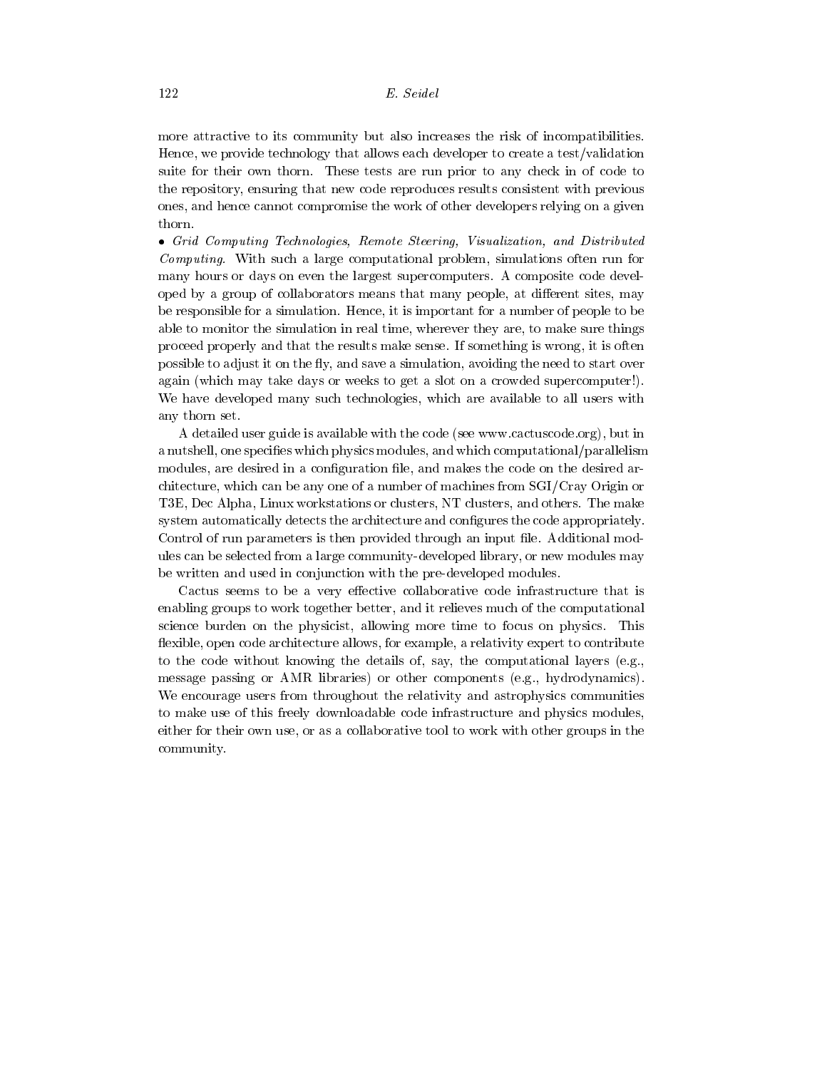more attractive to its community but also increases the risk of incompatibilities. Hence, we provide technology that allows each developer to create a test/validation suite for their own thorn. These tests are run prior to any check in of code to the repository, ensuring that new code reproduces results consistent with previous ones, and hence cannot compromise the work of other developers relying on a given thorn.

- *Grid Computing Technologies, Remote Steering, Visualization, and Distributed Computing.* With such a large computational problem, simulations often run for many hours or days on even the largest supercomputers. A composite code developed by a group of collaborators means that many people, at different sites, may be responsible for a simulation. Hence, it is important for a number of people to be able to monitor the simulation in real time, wherever they are, to make sure things proceed properly and that the results make sense. If something is wrong, it is often possible to adjust it on the fly, and save a simulation, avoiding the need to start over again (which may take days or weeks to get a slot on a crowded supercomputer!). We have developed many such technologies, which are available to all users with any thorn set.

A detailed user guide is available with the code (see www.cactuscode.org), but in a nutshell, one specifies which physics modules, and which computational/parallelism modules, are desired in a configuration file, and makes the code on the desired architecture, which can be any one of a number of machines from SGI/Cray Origin or T3E, Dec Alpha, Linux workstations or clusters, NT clusters, and others. The make system automatically detects the architecture and configures the code appropriately. Control of run parameters is then provided through an input file. Additional modules can be selected from a large community-developed library, or new modules may be written and used in conjunction with the pre-developed modules.

Cactus seems to be a very effective collaborative code infrastructure that is enabling groups to work together better, and it relieves much of the computational science burden on the physicist, allowing more time to focus on physics. This flexible, open code architecture allows, for example, a relativity expert to contribute to the code without knowing the details of, say, the computational layers (e.g., message passing or AMR libraries) or other components (e.g., hydrodynamics). We encourage users from throughout the relativity and astrophysics communities to make use of this freely downloadable code infrastructure and physics modules, either for their own use, or as a collaborative tool to work with other groups in the community.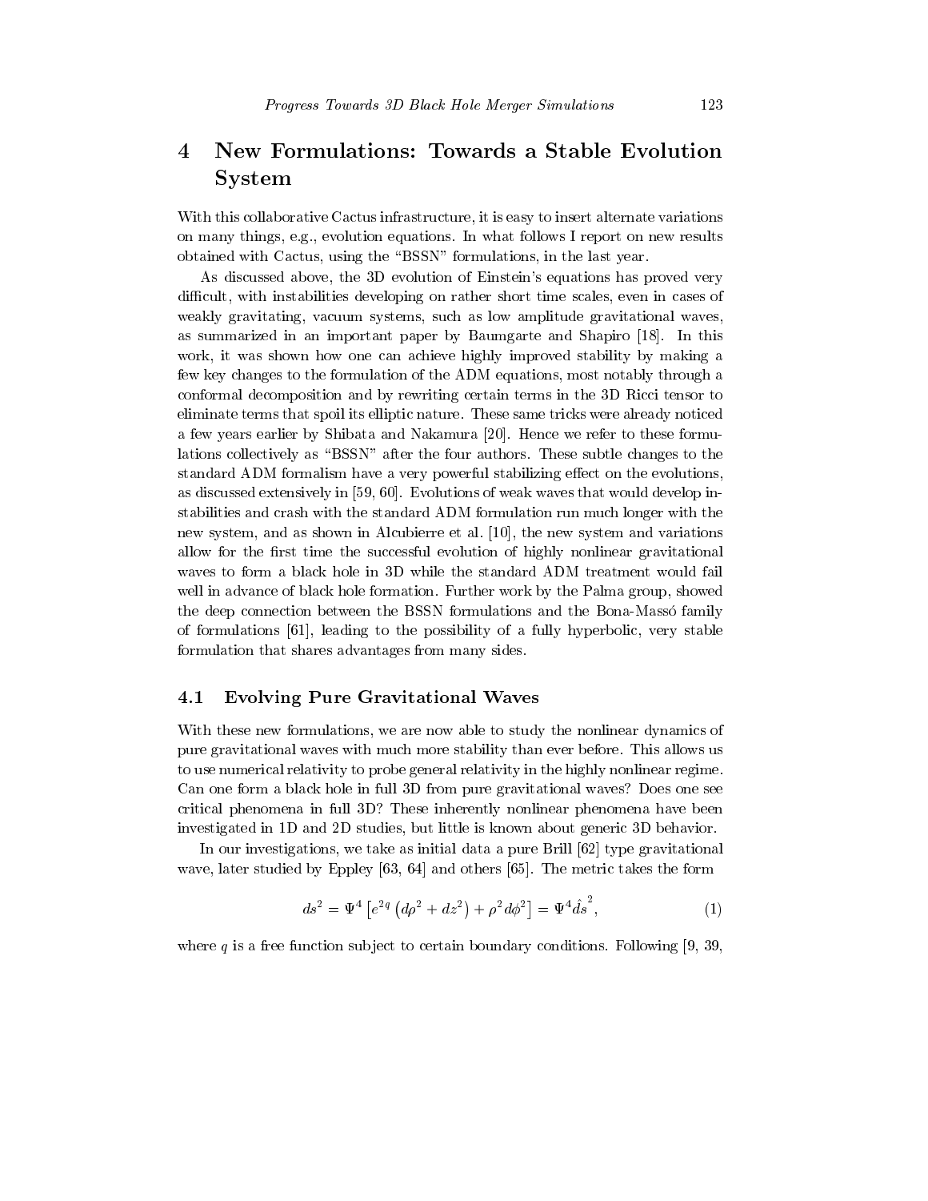## 4 New Formulations: Towards a Stable Evolution System

With this collaborative Cactus infrastructure, it is easy to insert alternate variations on many things, e.g., evolution equations. In what follows I report on new results obtained with Cactus, using the "BSSN" formulations, in the last year.

As discussed above, the 3D evolution of Einstein's equations has proved very difficult, with instabilities developing on rather short time scales, even in cases of weakly gravitating, vacuum systems, such as low amplitude gravitational waves, as summarized in an important paper by Baumgarte and Shapiro [18]. In this work, it was shown how one can achieve highly improved stability by making a few key changes to the formulation of the ADM equations, most notably through a conformal decomposition and by rewriting certain terms in the 3D Ricci tensor to eliminate terms that spoil its elliptic nature. These same tricks were already noticed a few years earlier by Shibata and Nakamura [20]. Hence we refer to these formulations collectively as "BSSN" after the four authors. These subtle changes to the standard ADM formalism have a very powerful stabilizing effect on the evolutions, as discussed extensively in [59, 60]. Evolutions of weak waves that would develop instabilities and crash with the standard ADM formulation run much longer with the new system, and as shown in Alcubierre et al. [10], the new system and variations allow for the first time the successful evolution of highly nonlinear gravitational waves to form a black hole in 3D while the standard ADM treatment would fail well in advance of black hole formation. Further work by the Palma group, showed the deep connection between the BSSN formulations and the Bona-Massó family of formulations [61], leading to the possibility of a fully hyperbolic, very stable formulation that shares advantages from many sides.

### 4.1 Evolving Pure Gravitational Waves

With these new formulations, we are now able to study the nonlinear dynamics of pure gravitational waves with much more stability than ever before. This allows us to use numerical relativity to probe general relativity in the highly nonlinear regime. Can one form a black hole in full 3D from pure gravitational waves? Does one see critical phenomena in full 3D? These inherently nonlinear phenomena have been investigated in 1D and 2D studies, but little is known about generic 3D behavior.

In our investigations, we take as initial data a pure Brill [62] type gravitational wave, later studied by Eppley [63, 64] and others [65]. The metric takes the form

$$ds^2 = \Psi^4 \left[ e^{2q} \left( d\rho^2 + dz^2 \right) + \rho^2 d\phi^2 \right] = \Psi^4 \hat{ds}^2, \tag{1}$$

where $q$ is a free function subject to certain boundary conditions. Following [9, 39,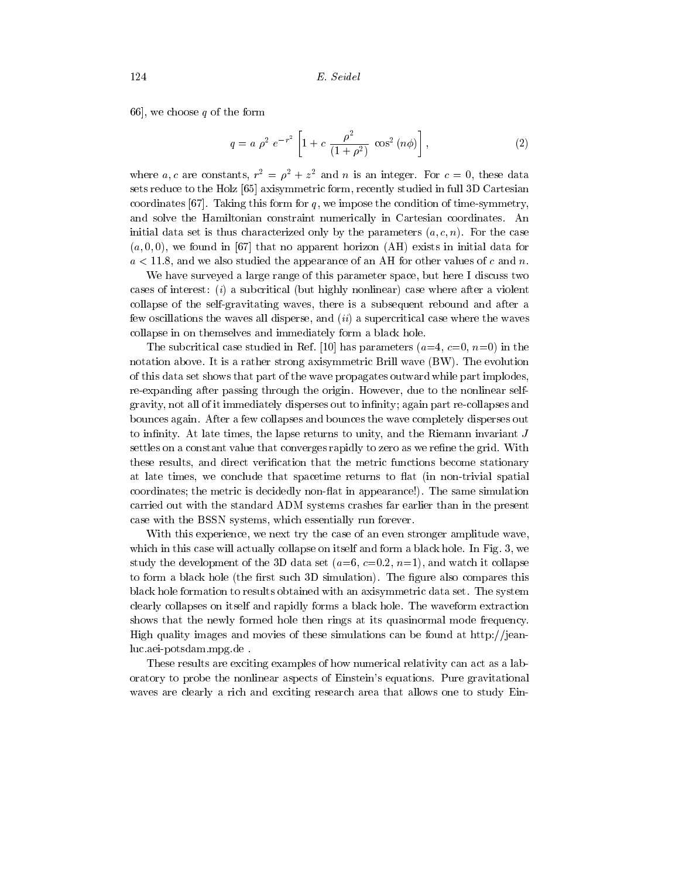66], we choose $q$ of the form

$$q = a \ \rho^2 \ e^{-r^2} \left[ 1 + c \ \frac{\rho^2}{(1+\rho^2)} \ \cos^2 (n\phi) \right], \tag{2}$$

where $a, c$ are constants, $r^2 = \rho^2 + z^2$ and $n$ is an integer. For $c = 0$, these data sets reduce to the Holz [65] axisymmetric form, recently studied in full 3D Cartesian coordinates [67]. Taking this form for $q$, we impose the condition of time-symmetry, and solve the Hamiltonian constraint numerically in Cartesian coordinates. An initial data set is thus characterized only by the parameters $(a, c, n)$. For the case $(a, 0, 0)$, we found in [67] that no apparent horizon (AH) exists in initial data for $a < 11.8$, and we also studied the appearance of an AH for other values of $c$ and $n$.

We have surveyed a large range of this parameter space, but here I discuss two cases of interest: (*i*) a subcritical (but highly nonlinear) case where after a violent collapse of the self-gravitating waves, there is a subsequent rebound and after a few oscillations the waves all disperse, and (*ii*) a supercritical case where the waves collapse in on themselves and immediately form a black hole.

The subcritical case studied in Ref. [10] has parameters ($a$=4, $c$=0, $n$=0) in the notation above. It is a rather strong axisymmetric Brill wave (BW). The evolution of this data set shows that part of the wave propagates outward while part implodes, re-expanding after passing through the origin. However, due to the nonlinear self-gravity, not all of it immediately disperses out to infinity; again part re-collapses and bounces again. After a few collapses and bounces the wave completely disperses out to infinity. At late times, the lapse returns to unity, and the Riemann invariant $J$ settles on a constant value that converges rapidly to zero as we refine the grid. With these results, and direct verification that the metric functions become stationary at late times, we conclude that spacetime returns to flat (in non-trivial spatial coordinates; the metric is decidedly non-flat in appearance!). The same simulation carried out with the standard ADM systems crashes far earlier than in the present case with the BSSN systems, which essentially run forever.

With this experience, we next try the case of an even stronger amplitude wave, which in this case will actually collapse on itself and form a black hole. In Fig. 3, we study the development of the 3D data set ($a$=6, $c$=0.2, $n$=1), and watch it collapse to form a black hole (the first such 3D simulation). The figure also compares this black hole formation to results obtained with an axisymmetric data set. The system clearly collapses on itself and rapidly forms a black hole. The waveform extraction shows that the newly formed hole then rings at its quasinormal mode frequency. High quality images and movies of these simulations can be found at http://jean-luc.aei-potsdam.mpg.de .

These results are exciting examples of how numerical relativity can act as a laboratory to probe the nonlinear aspects of Einstein's equations. Pure gravitational waves are clearly a rich and exciting research area that allows one to study Ein-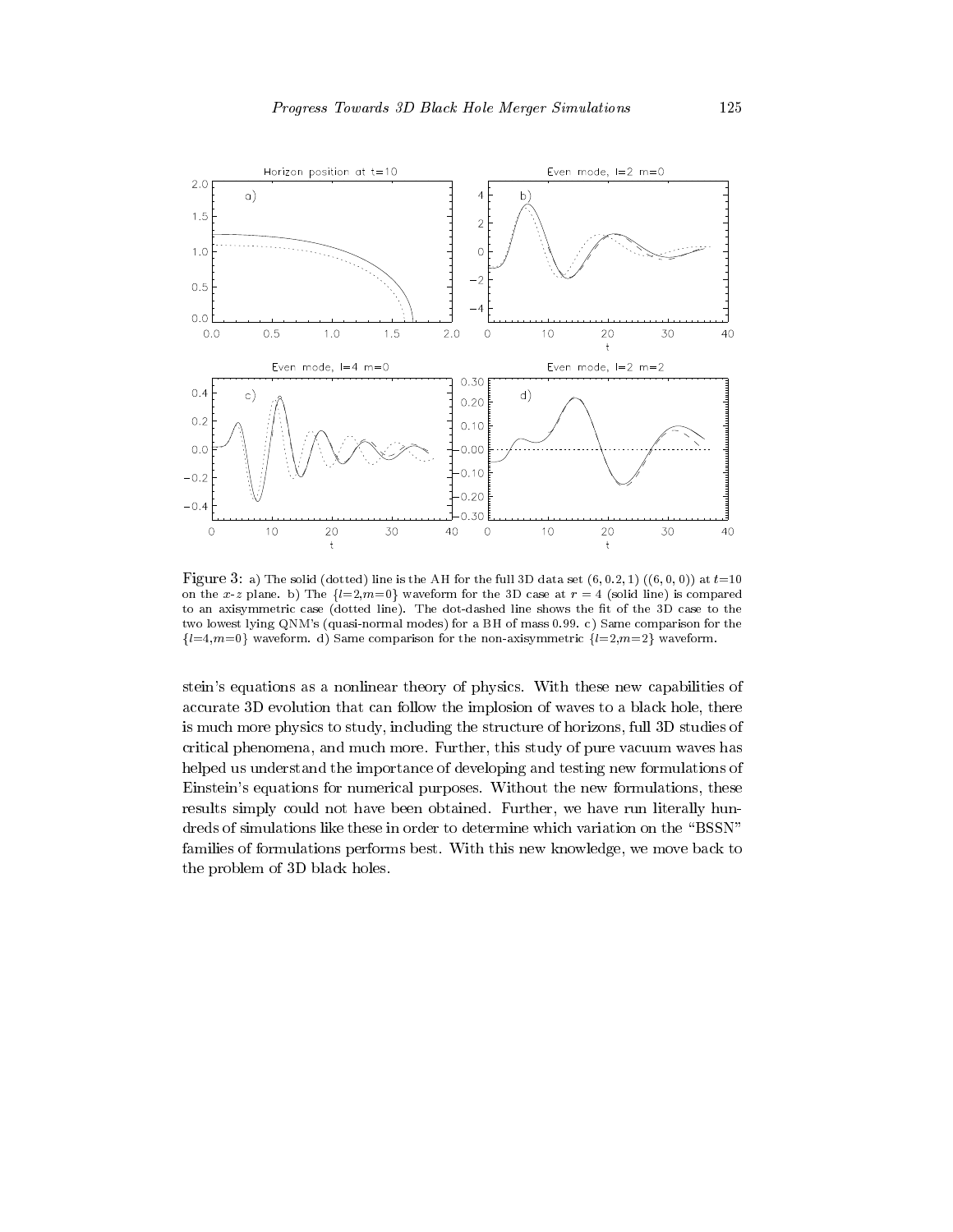Figure 3: a) The solid (dotted) line is the AH for the full 3D data set $(6, 0.2, 1)$ ($(6, 0, 0)$) at $t$=10 on the $x$-$z$ plane. b) The $\{l$=2,$m$=0$\}$ waveform for the 3D case at $r = 4$ (solid line) is compared to an axisymmetric case (dotted line). The dot-dashed line shows the fit of the 3D case to the two lowest lying QNM's (quasi-normal modes) for a BH of mass 0.99. c) Same comparison for the $\{l$=4,$m$=0$\}$ waveform. d) Same comparison for the non-axisymmetric $\{l$=2,$m$=2$\}$ waveform.

stein's equations as a nonlinear theory of physics. With these new capabilities of accurate 3D evolution that can follow the implosion of waves to a black hole, there is much more physics to study, including the structure of horizons, full 3D studies of critical phenomena, and much more. Further, this study of pure vacuum waves has helped us understand the importance of developing and testing new formulations of Einstein's equations for numerical purposes. Without the new formulations, these results simply could not have been obtained. Further, we have run literally hundreds of simulations like these in order to determine which variation on the "BSSN" families of formulations performs best. With this new knowledge, we move back to the problem of 3D black holes.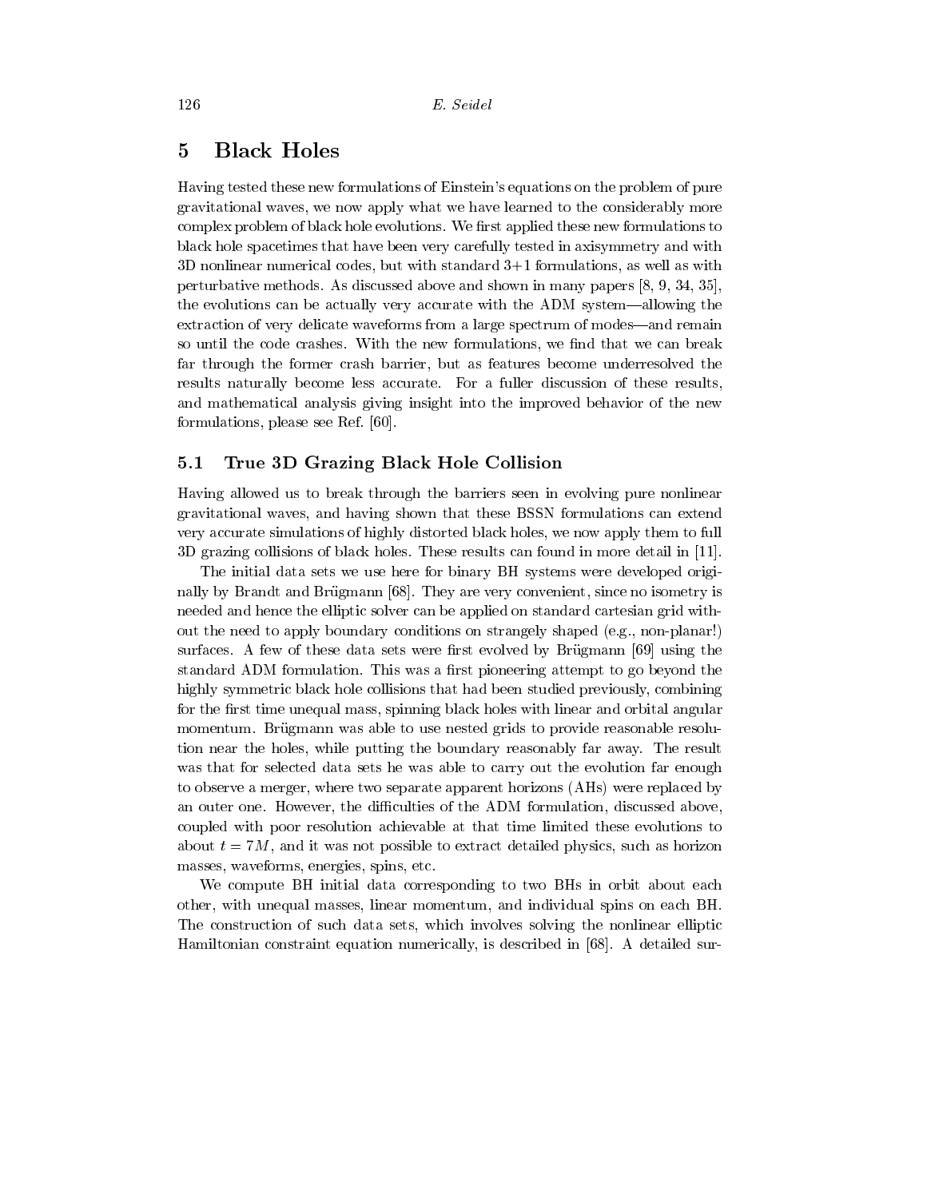## 5 Black Holes

Having tested these new formulations of Einstein's equations on the problem of pure gravitational waves, we now apply what we have learned to the considerably more complex problem of black hole evolutions. We first applied these new formulations to black hole spacetimes that have been very carefully tested in axisymmetry and with 3D nonlinear numerical codes, but with standard 3+1 formulations, as well as with perturbative methods. As discussed above and shown in many papers [8, 9, 34, 35], the evolutions can be actually very accurate with the ADM system—allowing the extraction of very delicate waveforms from a large spectrum of modes—and remain so until the code crashes. With the new formulations, we find that we can break far through the former crash barrier, but as features become underresolved the results naturally become less accurate. For a fuller discussion of these results, and mathematical analysis giving insight into the improved behavior of the new formulations, please see Ref. [60].

### 5.1 True 3D Grazing Black Hole Collision

Having allowed us to break through the barriers seen in evolving pure nonlinear gravitational waves, and having shown that these BSSN formulations can extend very accurate simulations of highly distorted black holes, we now apply them to full 3D grazing collisions of black holes. These results can found in more detail in [11].

The initial data sets we use here for binary BH systems were developed originally by Brandt and Brügmann [68]. They are very convenient, since no isometry is needed and hence the elliptic solver can be applied on standard cartesian grid without the need to apply boundary conditions on strangely shaped (e.g., non-planar!) surfaces. A few of these data sets were first evolved by Brügmann [69] using the standard ADM formulation. This was a first pioneering attempt to go beyond the highly symmetric black hole collisions that had been studied previously, combining for the first time unequal mass, spinning black holes with linear and orbital angular momentum. Brügmann was able to use nested grids to provide reasonable resolution near the holes, while putting the boundary reasonably far away. The result was that for selected data sets he was able to carry out the evolution far enough to observe a merger, where two separate apparent horizons (AHs) were replaced by an outer one. However, the difficulties of the ADM formulation, discussed above, coupled with poor resolution achievable at that time limited these evolutions to about $t = 7M$, and it was not possible to extract detailed physics, such as horizon masses, waveforms, energies, spins, etc.

We compute BH initial data corresponding to two BHs in orbit about each other, with unequal masses, linear momentum, and individual spins on each BH. The construction of such data sets, which involves solving the nonlinear elliptic Hamiltonian constraint equation numerically, is described in [68]. A detailed sur-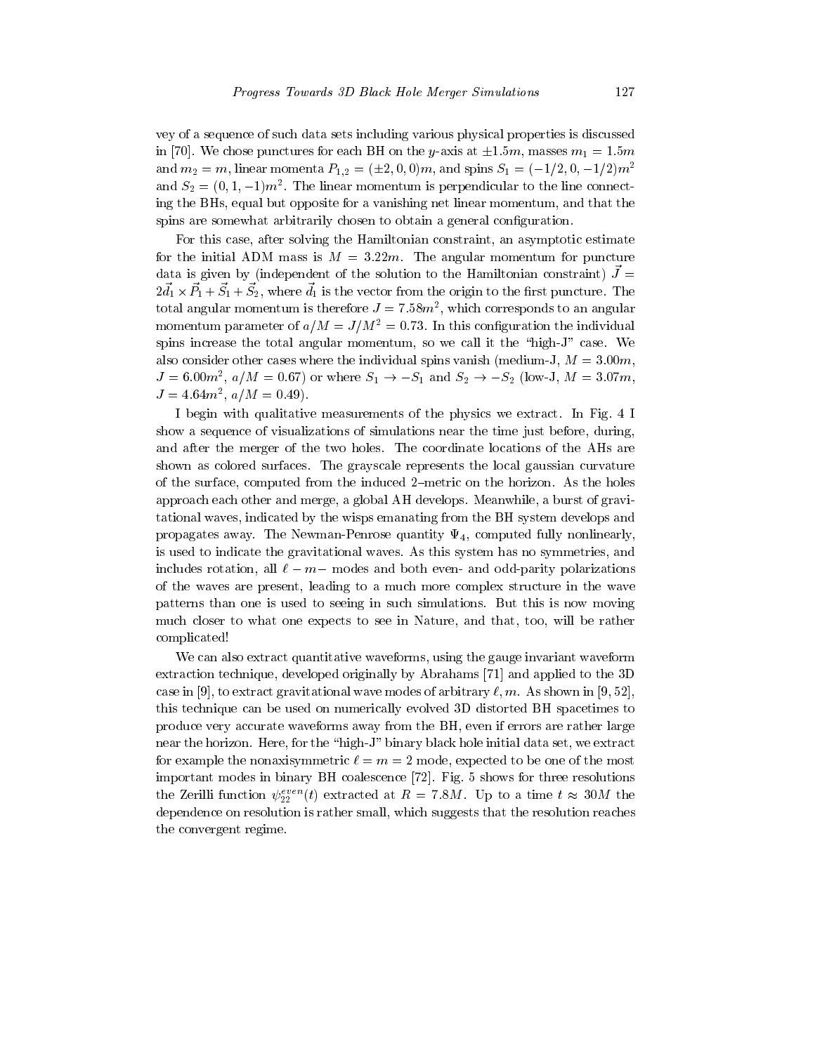vey of a sequence of such data sets including various physical properties is discussed in [70]. We chose punctures for each BH on the $y$-axis at $\pm 1.5m$, masses $m_1 = 1.5m$ and $m_2 = m$, linear momenta $P_{1,2} = (\pm 2, 0, 0)m$, and spins $S_1 = (-1/2, 0, -1/2)m^2$ and $S_2 = (0, 1, -1)m^2$. The linear momentum is perpendicular to the line connecting the BHs, equal but opposite for a vanishing net linear momentum, and that the spins are somewhat arbitrarily chosen to obtain a general configuration.

For this case, after solving the Hamiltonian constraint, an asymptotic estimate for the initial ADM mass is $M = 3.22m$. The angular momentum for puncture data is given by (independent of the solution to the Hamiltonian constraint) $\vec{J} = 2\vec{d}_1 \times \vec{P}_1 + \vec{S}_1 + \vec{S}_2$, where $\vec{d}_1$ is the vector from the origin to the first puncture. The total angular momentum is therefore $J = 7.58m^2$, which corresponds to an angular momentum parameter of $a/M = J/M^2 = 0.73$. In this configuration the individual spins increase the total angular momentum, so we call it the "high-J" case. We also consider other cases where the individual spins vanish (medium-J, $M = 3.00m$, $J = 6.00m^2$, $a/M = 0.67$) or where $S_1 \to -S_1$ and $S_2 \to -S_2$ (low-J, $M = 3.07m$, $J = 4.64m^2$, $a/M = 0.49$).

I begin with qualitative measurements of the physics we extract. In Fig. 4 I show a sequence of visualizations of simulations near the time just before, during, and after the merger of the two holes. The coordinate locations of the AHs are shown as colored surfaces. The grayscale represents the local gaussian curvature of the surface, computed from the induced 2–metric on the horizon. As the holes approach each other and merge, a global AH develops. Meanwhile, a burst of gravitational waves, indicated by the wisps emanating from the BH system develops and propagates away. The Newman-Penrose quantity $\Psi_4$, computed fully nonlinearly, is used to indicate the gravitational waves. As this system has no symmetries, and includes rotation, all $\ell - m-$ modes and both even- and odd-parity polarizations of the waves are present, leading to a much more complex structure in the wave patterns than one is used to seeing in such simulations. But this is now moving much closer to what one expects to see in Nature, and that, too, will be rather complicated!

We can also extract quantitative waveforms, using the gauge invariant waveform extraction technique, developed originally by Abrahams [71] and applied to the 3D case in [9], to extract gravitational wave modes of arbitrary $\ell, m$. As shown in [9, 52], this technique can be used on numerically evolved 3D distorted BH spacetimes to produce very accurate waveforms away from the BH, even if errors are rather large near the horizon. Here, for the "high-J" binary black hole initial data set, we extract for example the nonaxisymmetric $\ell = m = 2$ mode, expected to be one of the most important modes in binary BH coalescence [72]. Fig. 5 shows for three resolutions the Zerilli function $\psi_{22}^{even}(t)$ extracted at $R = 7.8M$. Up to a time $t \approx 30M$ the dependence on resolution is rather small, which suggests that the resolution reaches the convergent regime.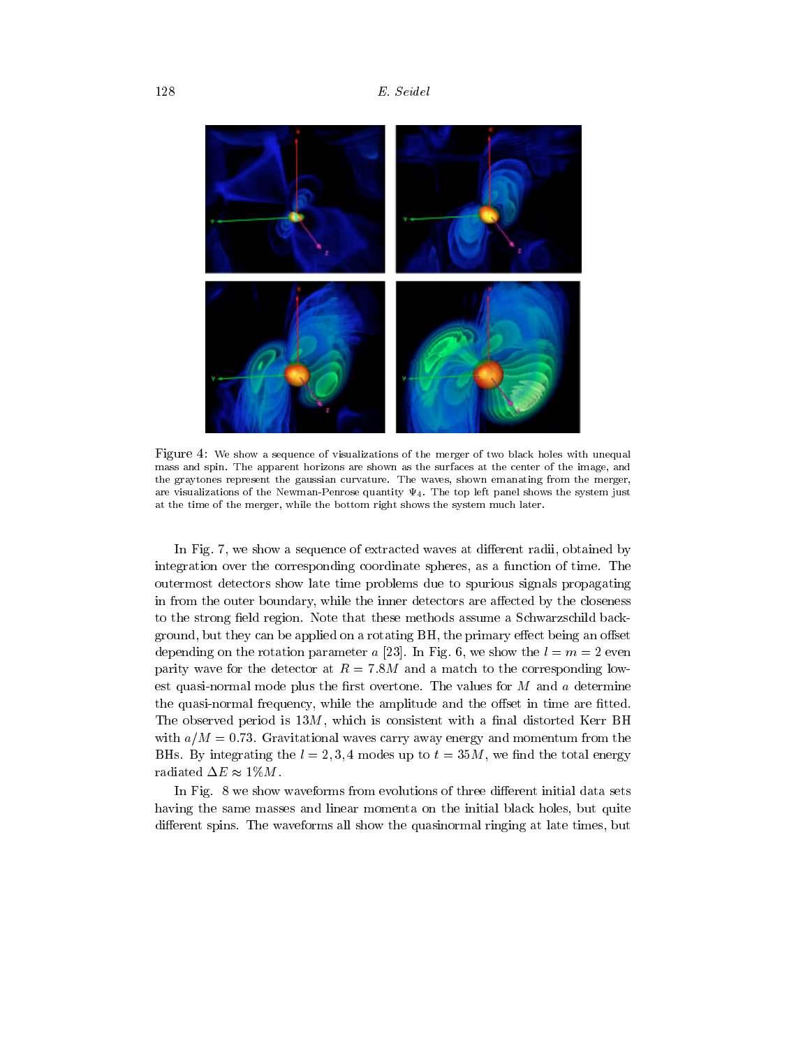Figure 4: We show a sequence of visualizations of the merger of two black holes with unequal mass and spin. The apparent horizons are shown as the surfaces at the center of the image, and the graytones represent the gaussian curvature. The waves, shown emanating from the merger, are visualizations of the Newman-Penrose quantity $\Psi_4$. The top left panel shows the system just at the time of the merger, while the bottom right shows the system much later.

In Fig. 7, we show a sequence of extracted waves at different radii, obtained by integration over the corresponding coordinate spheres, as a function of time. The outermost detectors show late time problems due to spurious signals propagating in from the outer boundary, while the inner detectors are affected by the closeness to the strong field region. Note that these methods assume a Schwarzschild background, but they can be applied on a rotating BH, the primary effect being an offset depending on the rotation parameter $a$ [23]. In Fig. 6, we show the $l = m = 2$ even parity wave for the detector at $R = 7.8M$ and a match to the corresponding lowest quasi-normal mode plus the first overtone. The values for $M$ and $a$ determine the quasi-normal frequency, while the amplitude and the offset in time are fitted. The observed period is $13M$, which is consistent with a final distorted Kerr BH with $a/M = 0.73$. Gravitational waves carry away energy and momentum from the BHs. By integrating the $l = 2, 3, 4$ modes up to $t = 35M$, we find the total energy radiated $\Delta E \approx 1\% M$.

In Fig. 8 we show waveforms from evolutions of three different initial data sets having the same masses and linear momenta on the initial black holes, but quite different spins. The waveforms all show the quasinormal ringing at late times, but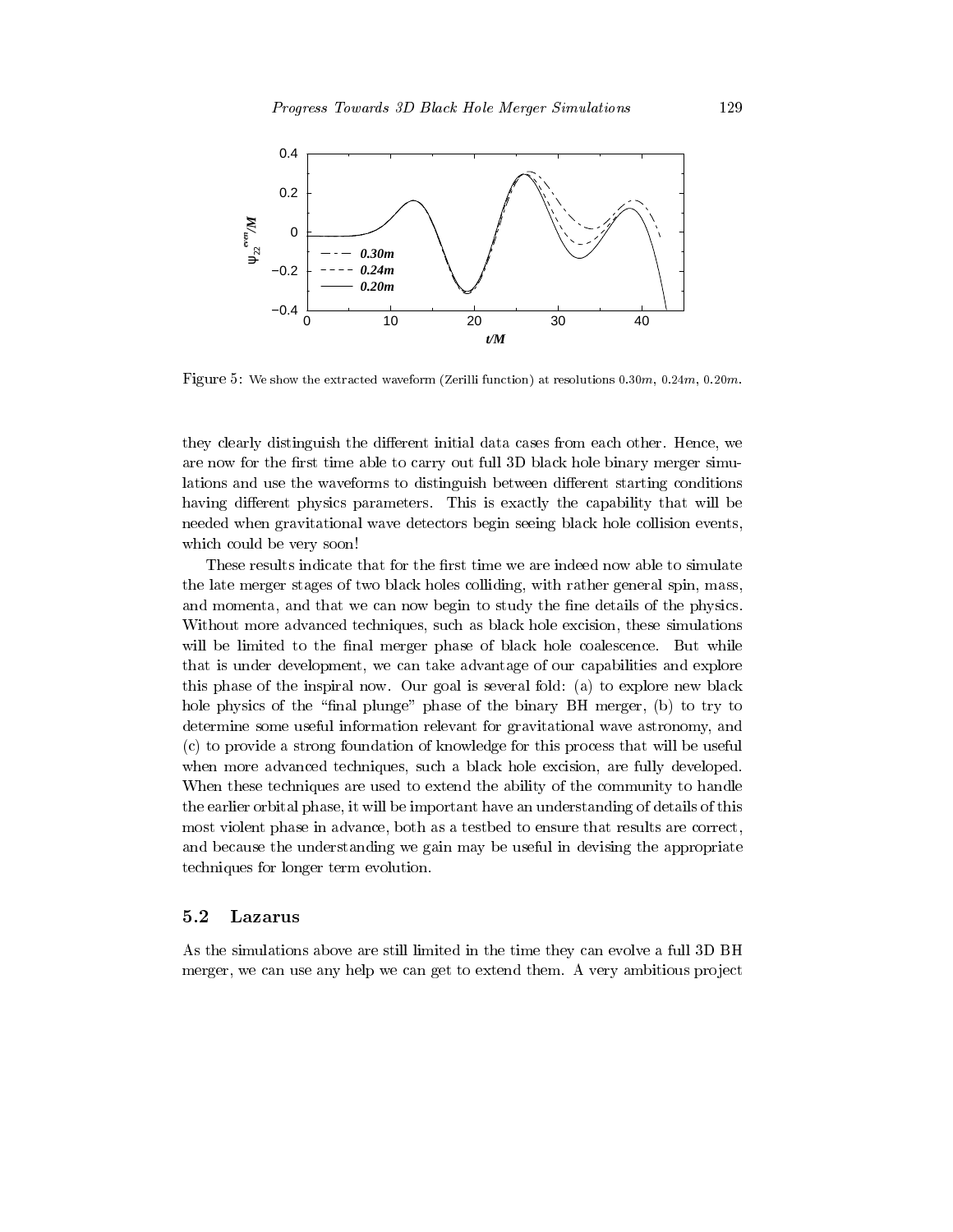Figure 5: We show the extracted waveform (Zerilli function) at resolutions $0.30m$, $0.24m$, $0.20m$.

they clearly distinguish the different initial data cases from each other. Hence, we are now for the first time able to carry out full 3D black hole binary merger simulations and use the waveforms to distinguish between different starting conditions having different physics parameters. This is exactly the capability that will be needed when gravitational wave detectors begin seeing black hole collision events, which could be very soon!

These results indicate that for the first time we are indeed now able to simulate the late merger stages of two black holes colliding, with rather general spin, mass, and momenta, and that we can now begin to study the fine details of the physics. Without more advanced techniques, such as black hole excision, these simulations will be limited to the final merger phase of black hole coalescence. But while that is under development, we can take advantage of our capabilities and explore this phase of the inspiral now. Our goal is several fold: (a) to explore new black hole physics of the "final plunge" phase of the binary BH merger, (b) to try to determine some useful information relevant for gravitational wave astronomy, and (c) to provide a strong foundation of knowledge for this process that will be useful when more advanced techniques, such a black hole excision, are fully developed. When these techniques are used to extend the ability of the community to handle the earlier orbital phase, it will be important have an understanding of details of this most violent phase in advance, both as a testbed to ensure that results are correct, and because the understanding we gain may be useful in devising the appropriate techniques for longer term evolution.

## 5.2 Lazarus

As the simulations above are still limited in the time they can evolve a full 3D BH merger, we can use any help we can get to extend them. A very ambitious project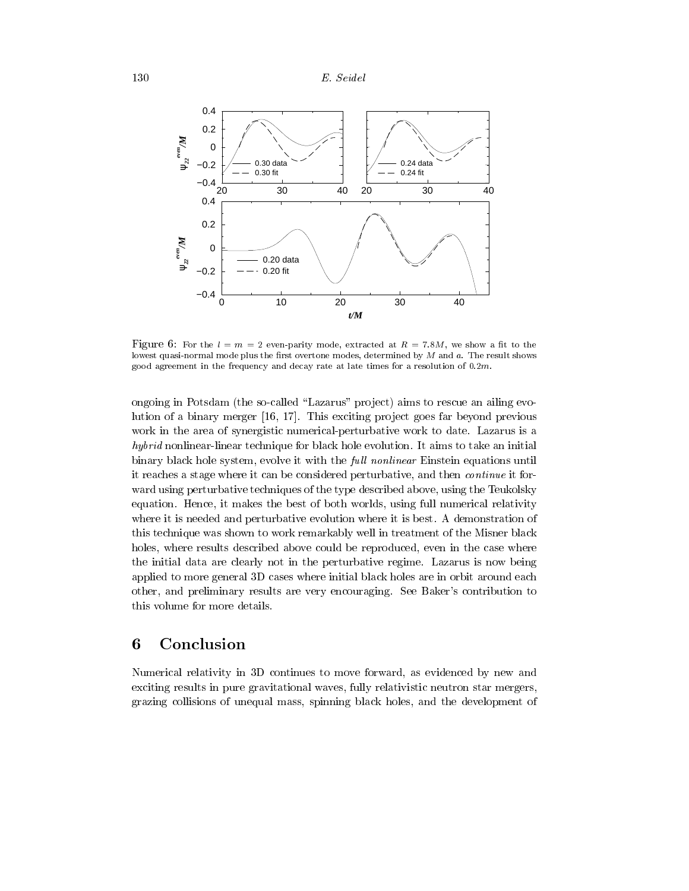Figure 6: For the $l = m = 2$ even-parity mode, extracted at $R = 7.8M$, we show a fit to the lowest quasi-normal mode plus the first overtone modes, determined by $M$ and $a$. The result shows good agreement in the frequency and decay rate at late times for a resolution of $0.2m$.

ongoing in Potsdam (the so-called "Lazarus" project) aims to rescue an ailing evolution of a binary merger [16, 17]. This exciting project goes far beyond previous work in the area of synergistic numerical-perturbative work to date. Lazarus is a *hybrid* nonlinear-linear technique for black hole evolution. It aims to take an initial binary black hole system, evolve it with the *full nonlinear* Einstein equations until it reaches a stage where it can be considered perturbative, and then *continue* it forward using perturbative techniques of the type described above, using the Teukolsky equation. Hence, it makes the best of both worlds, using full numerical relativity where it is needed and perturbative evolution where it is best. A demonstration of this technique was shown to work remarkably well in treatment of the Misner black holes, where results described above could be reproduced, even in the case where the initial data are clearly not in the perturbative regime. Lazarus is now being applied to more general 3D cases where initial black holes are in orbit around each other, and preliminary results are very encouraging. See Baker's contribution to this volume for more details.

## 6 Conclusion

Numerical relativity in 3D continues to move forward, as evidenced by new and exciting results in pure gravitational waves, fully relativistic neutron star mergers, grazing collisions of unequal mass, spinning black holes, and the development of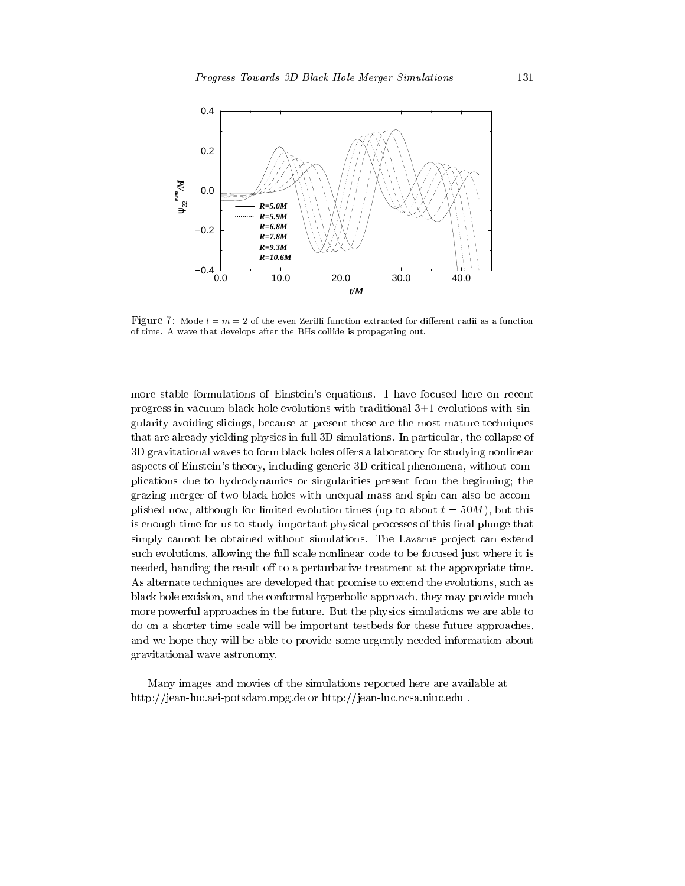Figure 7: Mode $l = m = 2$ of the even Zerilli function extracted for different radii as a function of time. A wave that develops after the BHs collide is propagating out.

more stable formulations of Einstein's equations. I have focused here on recent progress in vacuum black hole evolutions with traditional 3+1 evolutions with singularity avoiding slicings, because at present these are the most mature techniques that are already yielding physics in full 3D simulations. In particular, the collapse of 3D gravitational waves to form black holes offers a laboratory for studying nonlinear aspects of Einstein's theory, including generic 3D critical phenomena, without complications due to hydrodynamics or singularities present from the beginning; the grazing merger of two black holes with unequal mass and spin can also be accomplished now, although for limited evolution times (up to about $t = 50M$), but this is enough time for us to study important physical processes of this final plunge that simply cannot be obtained without simulations. The Lazarus project can extend such evolutions, allowing the full scale nonlinear code to be focused just where it is needed, handing the result off to a perturbative treatment at the appropriate time. As alternate techniques are developed that promise to extend the evolutions, such as black hole excision, and the conformal hyperbolic approach, they may provide much more powerful approaches in the future. But the physics simulations we are able to do on a shorter time scale will be important testbeds for these future approaches, and we hope they will be able to provide some urgently needed information about gravitational wave astronomy.

Many images and movies of the simulations reported here are available at http://jean-luc.aei-potsdam.mpg.de or http://jean-luc.ncsa.uiuc.edu .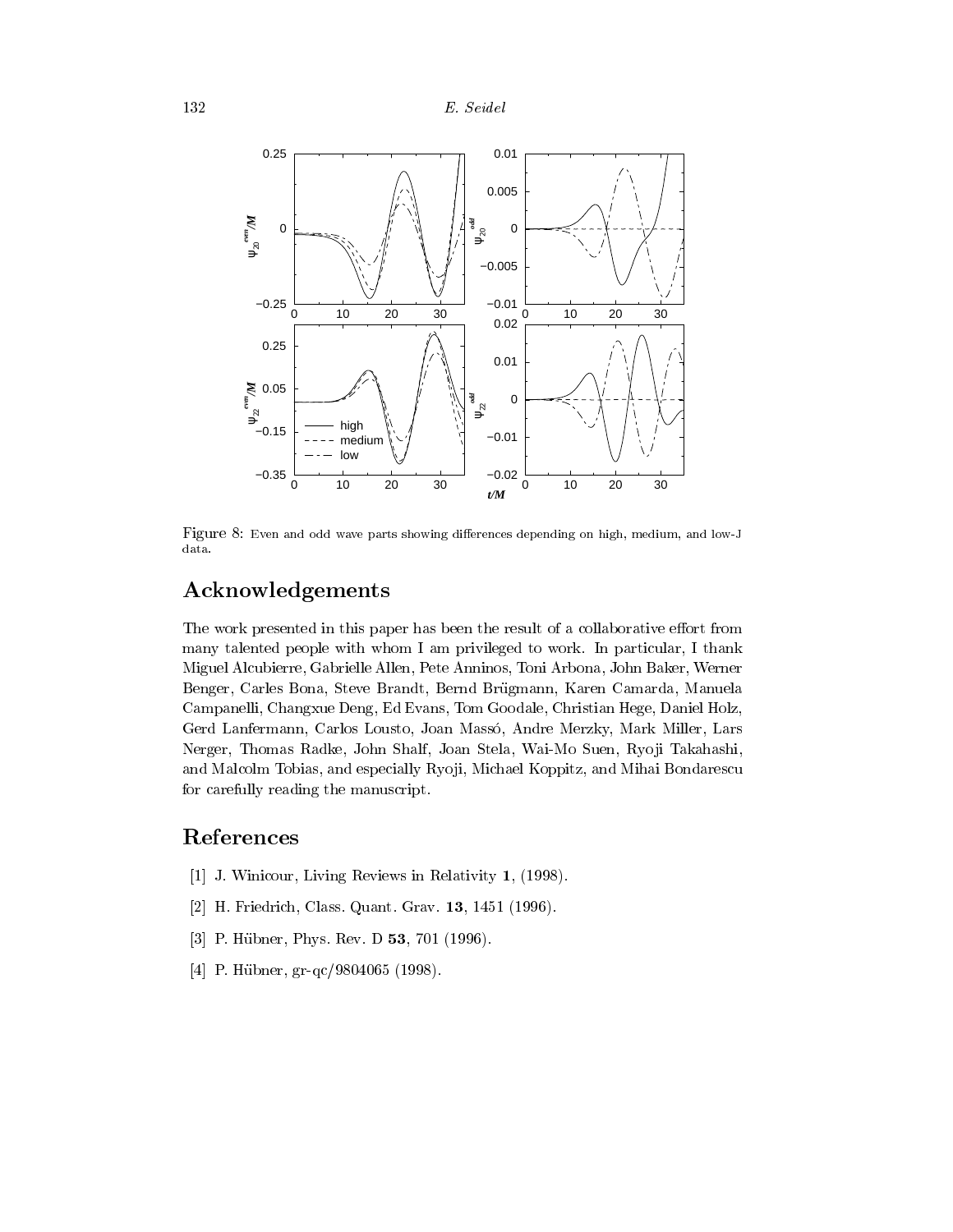Figure 8: Even and odd wave parts showing differences depending on high, medium, and low-J data.

## Acknowledgements

The work presented in this paper has been the result of a collaborative effort from many talented people with whom I am privileged to work. In particular, I thank Miguel Alcubierre, Gabrielle Allen, Pete Anninos, Toni Arbona, John Baker, Werner Benger, Carles Bona, Steve Brandt, Bernd Brügmann, Karen Camarda, Manuela Campanelli, Changxue Deng, Ed Evans, Tom Goodale, Christian Hege, Daniel Holz, Gerd Lanfermann, Carlos Lousto, Joan Massó, Andre Merzky, Mark Miller, Lars Nerger, Thomas Radke, John Shalf, Joan Stela, Wai-Mo Suen, Ryoji Takahashi, and Malcolm Tobias, and especially Ryoji, Michael Koppitz, and Mihai Bondarescu for carefully reading the manuscript.

## References

[1] J. Winicour, Living Reviews in Relativity **1**, (1998).

[2] H. Friedrich, Class. Quant. Grav. **13**, 1451 (1996).

[3] P. Hübner, Phys. Rev. D **53**, 701 (1996).

[4] P. Hübner, gr-qc/9804065 (1998).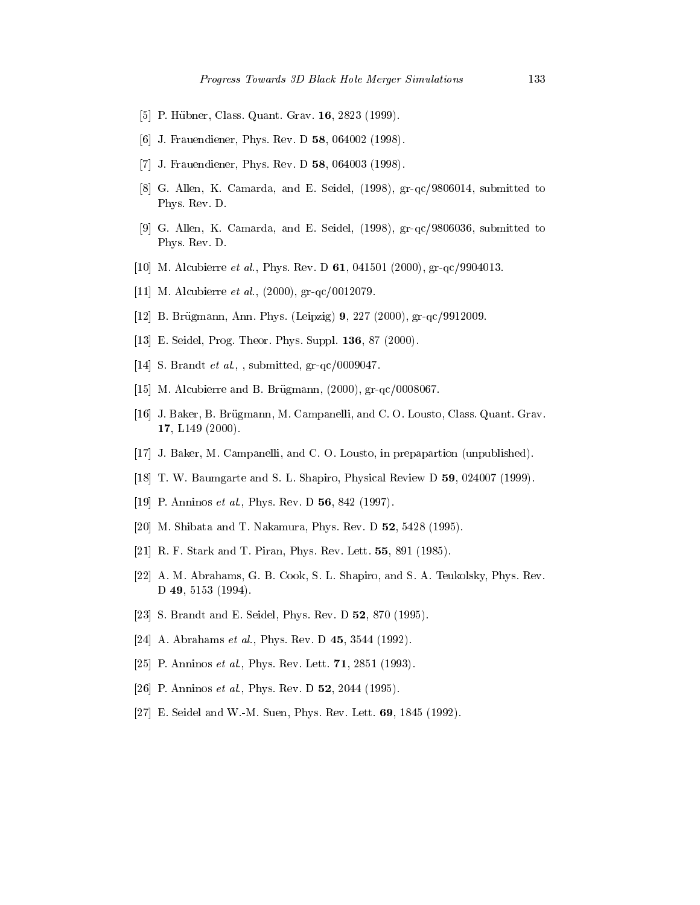[5] P. Hübner, Class. Quant. Grav. **16**, 2823 (1999).

[6] J. Frauendiener, Phys. Rev. D **58**, 064002 (1998).

[7] J. Frauendiener, Phys. Rev. D **58**, 064003 (1998).

[8] G. Allen, K. Camarda, and E. Seidel, (1998), gr-qc/9806014, submitted to Phys. Rev. D.

[9] G. Allen, K. Camarda, and E. Seidel, (1998), gr-qc/9806036, submitted to Phys. Rev. D.

[10] M. Alcubierre *et al.*, Phys. Rev. D **61**, 041501 (2000), gr-qc/9904013.

[11] M. Alcubierre *et al.*, (2000), gr-qc/0012079.

[12] B. Brügmann, Ann. Phys. (Leipzig) **9**, 227 (2000), gr-qc/9912009.

[13] E. Seidel, Prog. Theor. Phys. Suppl. **136**, 87 (2000).

[14] S. Brandt *et al.*, , submitted, gr-qc/0009047.

[15] M. Alcubierre and B. Brügmann, (2000), gr-qc/0008067.

[16] J. Baker, B. Brügmann, M. Campanelli, and C. O. Lousto, Class. Quant. Grav. **17**, L149 (2000).

[17] J. Baker, M. Campanelli, and C. O. Lousto, in prepapartion (unpublished).

[18] T. W. Baumgarte and S. L. Shapiro, Physical Review D **59**, 024007 (1999).

[19] P. Anninos *et al.*, Phys. Rev. D **56**, 842 (1997).

[20] M. Shibata and T. Nakamura, Phys. Rev. D **52**, 5428 (1995).

[21] R. F. Stark and T. Piran, Phys. Rev. Lett. **55**, 891 (1985).

[22] A. M. Abrahams, G. B. Cook, S. L. Shapiro, and S. A. Teukolsky, Phys. Rev. D **49**, 5153 (1994).

[23] S. Brandt and E. Seidel, Phys. Rev. D **52**, 870 (1995).

[24] A. Abrahams *et al.*, Phys. Rev. D **45**, 3544 (1992).

[25] P. Anninos *et al.*, Phys. Rev. Lett. **71**, 2851 (1993).

[26] P. Anninos *et al.*, Phys. Rev. D **52**, 2044 (1995).

[27] E. Seidel and W.-M. Suen, Phys. Rev. Lett. **69**, 1845 (1992).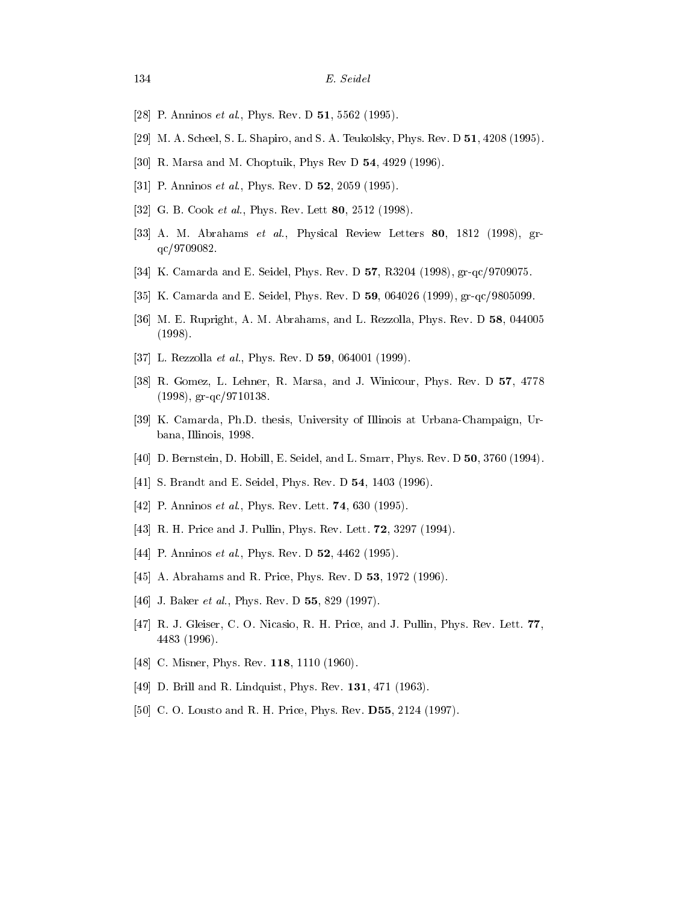[28] P. Anninos *et al.*, Phys. Rev. D **51**, 5562 (1995).

[29] M. A. Scheel, S. L. Shapiro, and S. A. Teukolsky, Phys. Rev. D **51**, 4208 (1995).

[30] R. Marsa and M. Choptuik, Phys Rev D **54**, 4929 (1996).

[31] P. Anninos *et al.*, Phys. Rev. D **52**, 2059 (1995).

[32] G. B. Cook *et al.*, Phys. Rev. Lett **80**, 2512 (1998).

[33] A. M. Abrahams *et al.*, Physical Review Letters **80**, 1812 (1998), gr-qc/9709082.

[34] K. Camarda and E. Seidel, Phys. Rev. D **57**, R3204 (1998), gr-qc/9709075.

[35] K. Camarda and E. Seidel, Phys. Rev. D **59**, 064026 (1999), gr-qc/9805099.

[36] M. E. Rupright, A. M. Abrahams, and L. Rezzolla, Phys. Rev. D **58**, 044005 (1998).

[37] L. Rezzolla *et al.*, Phys. Rev. D **59**, 064001 (1999).

[38] R. Gomez, L. Lehner, R. Marsa, and J. Winicour, Phys. Rev. D **57**, 4778 (1998), gr-qc/9710138.

[39] K. Camarda, Ph.D. thesis, University of Illinois at Urbana-Champaign, Urbana, Illinois, 1998.

[40] D. Bernstein, D. Hobill, E. Seidel, and L. Smarr, Phys. Rev. D **50**, 3760 (1994).

[41] S. Brandt and E. Seidel, Phys. Rev. D **54**, 1403 (1996).

[42] P. Anninos *et al.*, Phys. Rev. Lett. **74**, 630 (1995).

[43] R. H. Price and J. Pullin, Phys. Rev. Lett. **72**, 3297 (1994).

[44] P. Anninos *et al.*, Phys. Rev. D **52**, 4462 (1995).

[45] A. Abrahams and R. Price, Phys. Rev. D **53**, 1972 (1996).

[46] J. Baker *et al.*, Phys. Rev. D **55**, 829 (1997).

[47] R. J. Gleiser, C. O. Nicasio, R. H. Price, and J. Pullin, Phys. Rev. Lett. **77**, 4483 (1996).

[48] C. Misner, Phys. Rev. **118**, 1110 (1960).

[49] D. Brill and R. Lindquist, Phys. Rev. **131**, 471 (1963).

[50] C. O. Lousto and R. H. Price, Phys. Rev. **D55**, 2124 (1997).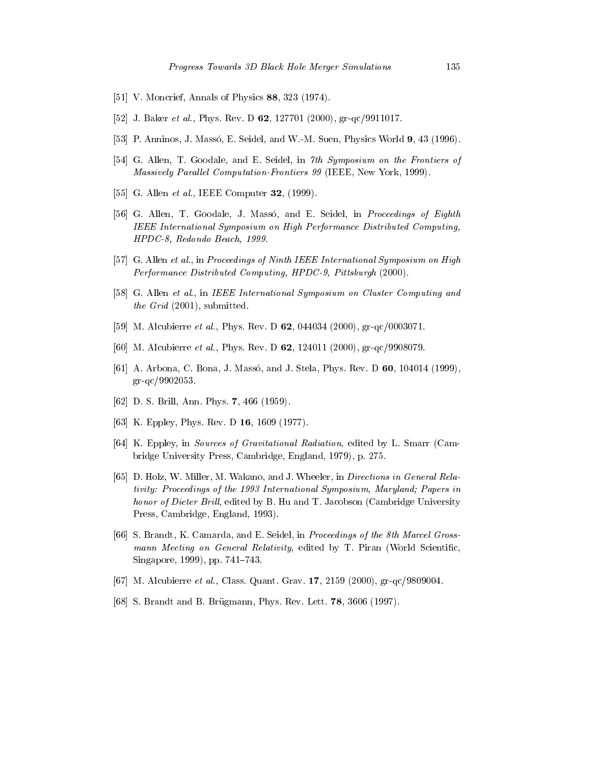[51] V. Moncrief, Annals of Physics **88**, 323 (1974).

[52] J. Baker *et al.*, Phys. Rev. D **62**, 127701 (2000), gr-qc/9911017.

[53] P. Anninos, J. Massó, E. Seidel, and W.-M. Suen, Physics World **9**, 43 (1996).

[54] G. Allen, T. Goodale, and E. Seidel, in *7th Symposium on the Frontiers of Massively Parallel Computation-Frontiers 99* (IEEE, New York, 1999).

[55] G. Allen *et al.*, IEEE Computer **32**, (1999).

[56] G. Allen, T. Goodale, J. Massó, and E. Seidel, in *Proceedings of Eighth IEEE International Symposium on High Performance Distributed Computing, HPDC-8, Redondo Beach, 1999.*

[57] G. Allen *et al.*, in *Proceedings of Ninth IEEE International Symposium on High Performance Distributed Computing, HPDC-9, Pittsburgh* (2000).

[58] G. Allen *et al.*, in *IEEE International Symposium on Cluster Computing and the Grid* (2001), submitted.

[59] M. Alcubierre *et al.*, Phys. Rev. D **62**, 044034 (2000), gr-qc/0003071.

[60] M. Alcubierre *et al.*, Phys. Rev. D **62**, 124011 (2000), gr-qc/9908079.

[61] A. Arbona, C. Bona, J. Massó, and J. Stela, Phys. Rev. D **60**, 104014 (1999), gr-qc/9902053.

[62] D. S. Brill, Ann. Phys. **7**, 466 (1959).

[63] K. Eppley, Phys. Rev. D **16**, 1609 (1977).

[64] K. Eppley, in *Sources of Gravitational Radiation*, edited by L. Smarr (Cambridge University Press, Cambridge, England, 1979), p. 275.

[65] D. Holz, W. Miller, M. Wakano, and J. Wheeler, in *Directions in General Relativity: Proceedings of the 1993 International Symposium, Maryland; Papers in honor of Dieter Brill*, edited by B. Hu and T. Jacobson (Cambridge University Press, Cambridge, England, 1993).

[66] S. Brandt, K. Camarda, and E. Seidel, in *Proceedings of the 8th Marcel Grossmann Meeting on General Relativity*, edited by T. Piran (World Scientific, Singapore, 1999), pp. 741–743.

[67] M. Alcubierre *et al.*, Class. Quant. Grav. **17**, 2159 (2000), gr-qc/9809004.

[68] S. Brandt and B. Brügmann, Phys. Rev. Lett. **78**, 3606 (1997).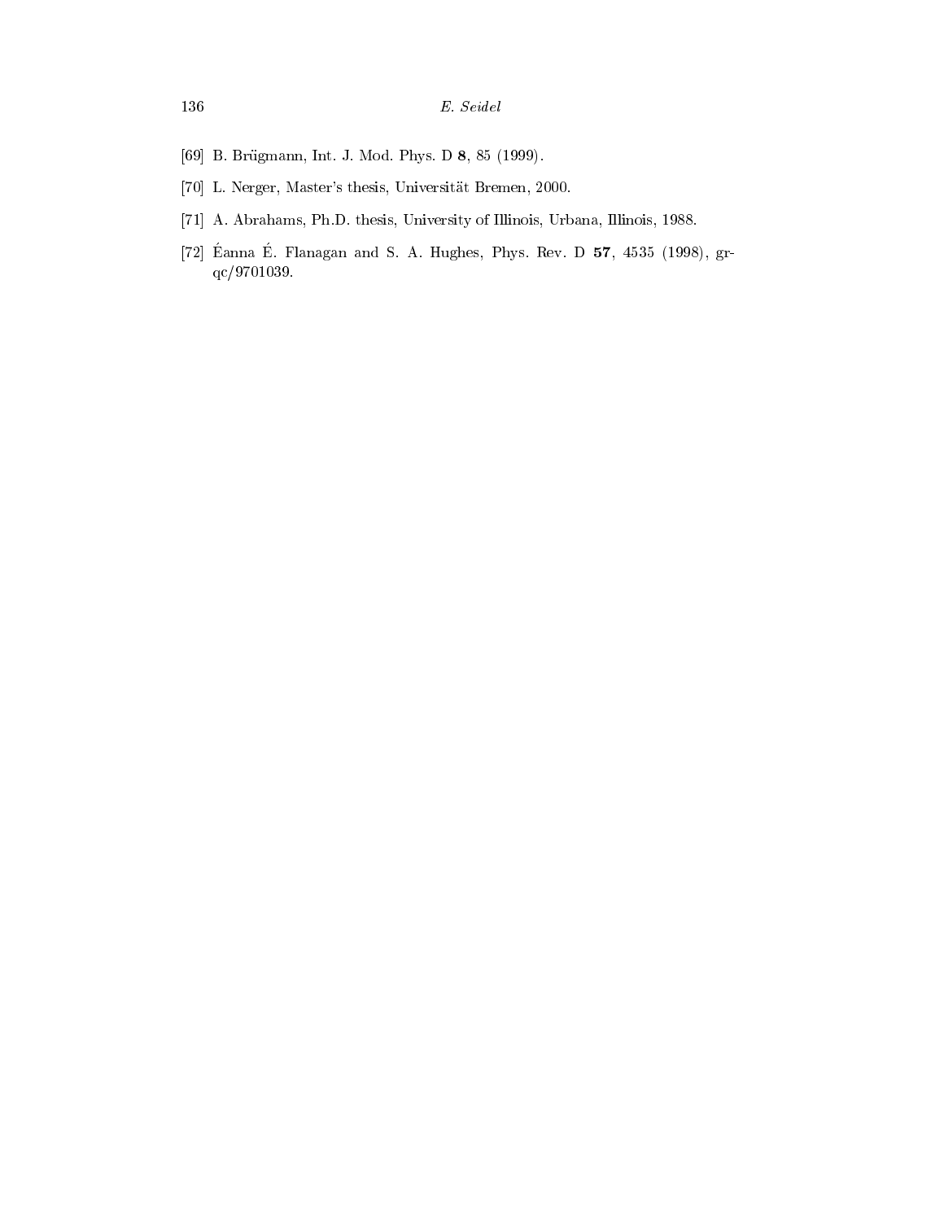[69] B. Brügmann, Int. J. Mod. Phys. D **8**, 85 (1999).

[70] L. Nerger, Master's thesis, Universität Bremen, 2000.

[71] A. Abrahams, Ph.D. thesis, University of Illinois, Urbana, Illinois, 1988.

[72] Éanna É. Flanagan and S. A. Hughes, Phys. Rev. D **57**, 4535 (1998), gr-qc/9701039.